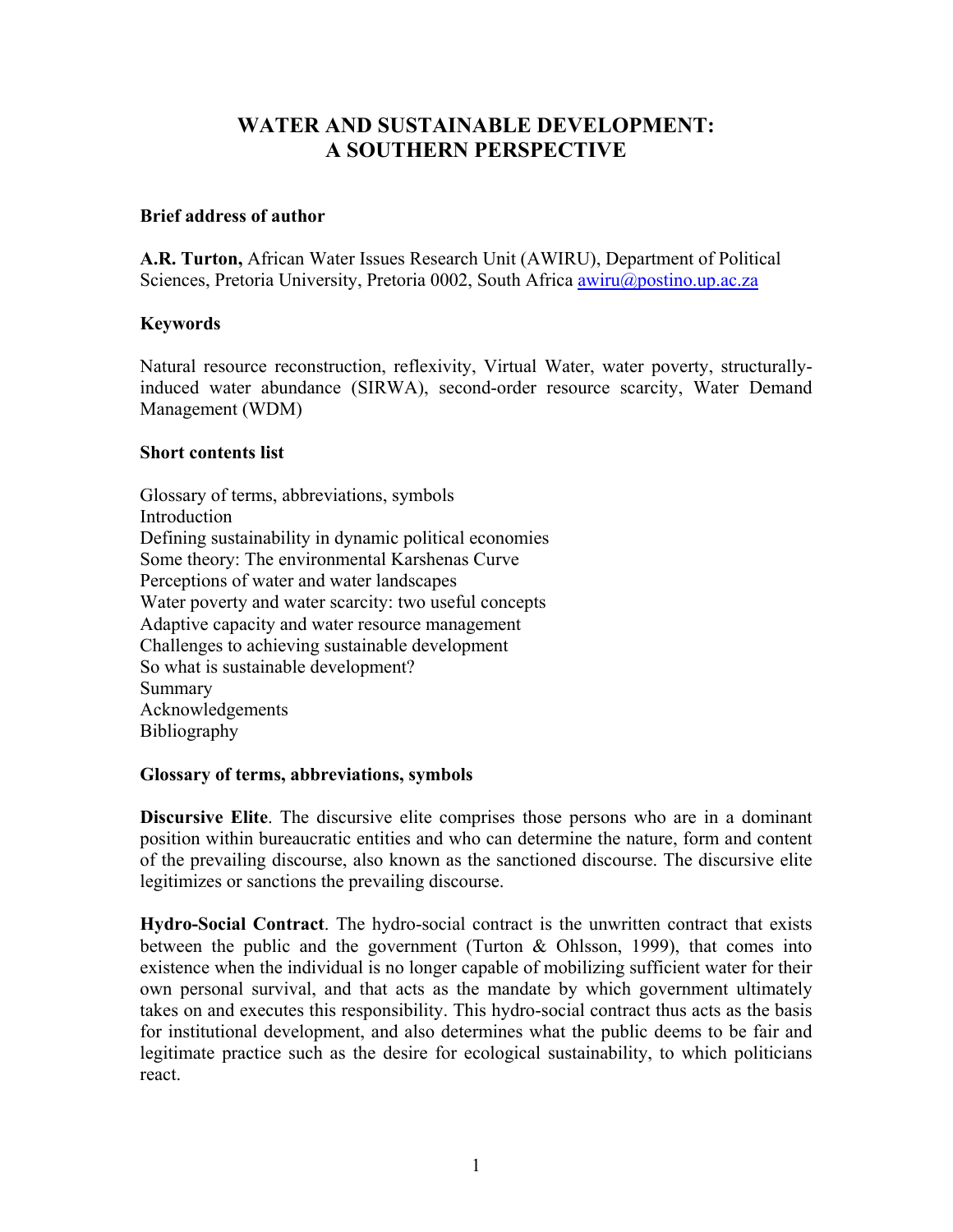# WATER AND SUSTAINABLE DEVELOPMENT: A SOUTHERN PERSPECTIVE

**Brief address of author**

**A.R. Turton,** African Water Issues Research Unit (AWIRU), Department of Political Sciences, Pretoria University, Pretoria 0002, South Africa awiru@postino.up.ac.za

**Keywords**

Natural resource reconstruction, reflexivity, Virtual Water, water poverty, structurally-induced water abundance (SIRWA), second-order resource scarcity, Water Demand Management (WDM)

**Short contents list**

Glossary of terms, abbreviations, symbols
Introduction
Defining sustainability in dynamic political economies
Some theory: The environmental Karshenas Curve
Perceptions of water and water landscapes
Water poverty and water scarcity: two useful concepts
Adaptive capacity and water resource management
Challenges to achieving sustainable development
So what is sustainable development?
Summary
Acknowledgements
Bibliography

**Glossary of terms, abbreviations, symbols**

**Discursive Elite**. The discursive elite comprises those persons who are in a dominant position within bureaucratic entities and who can determine the nature, form and content of the prevailing discourse, also known as the sanctioned discourse. The discursive elite legitimizes or sanctions the prevailing discourse.

**Hydro-Social Contract**. The hydro-social contract is the unwritten contract that exists between the public and the government (Turton & Ohlsson, 1999), that comes into existence when the individual is no longer capable of mobilizing sufficient water for their own personal survival, and that acts as the mandate by which government ultimately takes on and executes this responsibility. This hydro-social contract thus acts as the basis for institutional development, and also determines what the public deems to be fair and legitimate practice such as the desire for ecological sustainability, to which politicians react.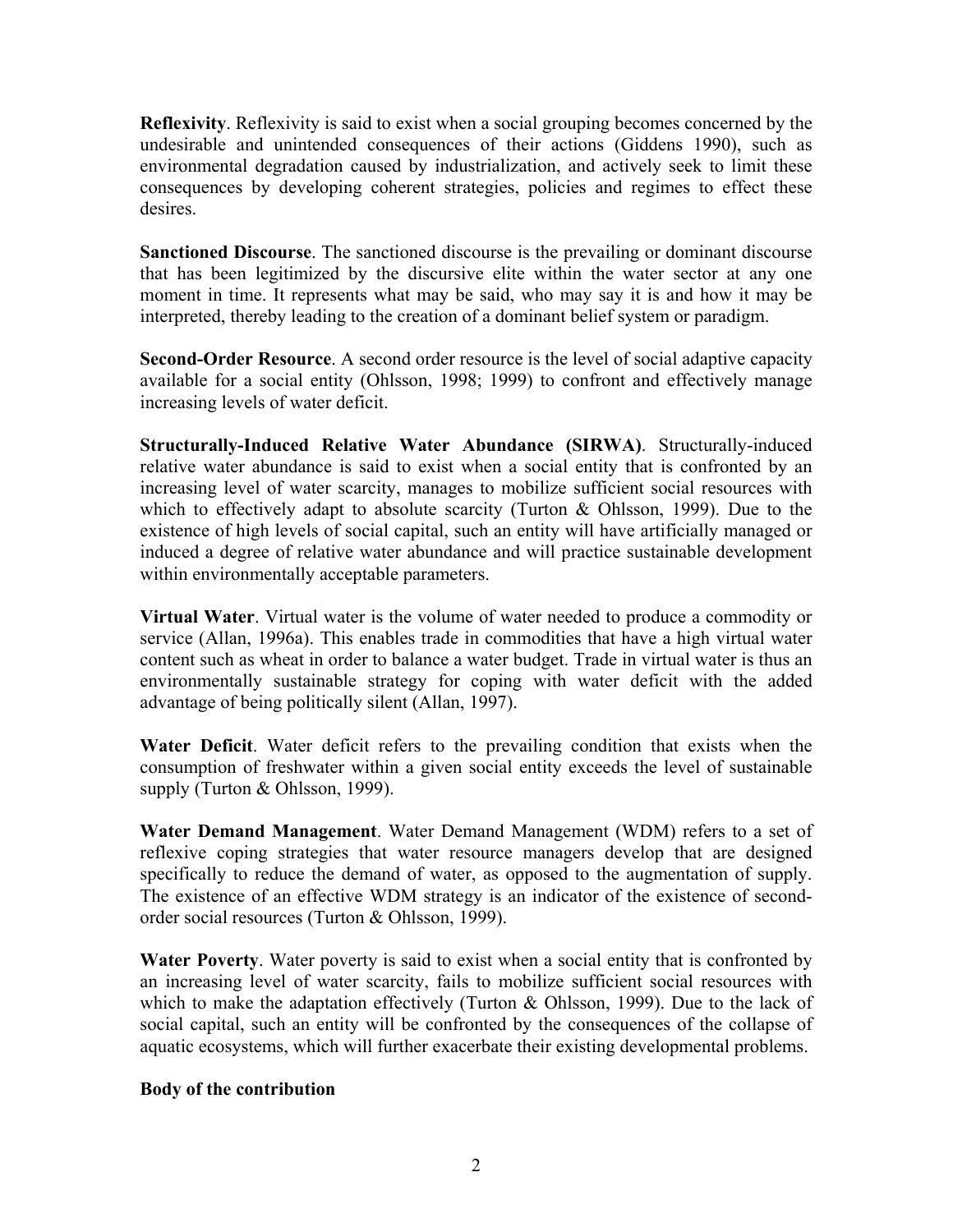**Reflexivity**. Reflexivity is said to exist when a social grouping becomes concerned by the undesirable and unintended consequences of their actions (Giddens 1990), such as environmental degradation caused by industrialization, and actively seek to limit these consequences by developing coherent strategies, policies and regimes to effect these desires.

**Sanctioned Discourse**. The sanctioned discourse is the prevailing or dominant discourse that has been legitimized by the discursive elite within the water sector at any one moment in time. It represents what may be said, who may say it is and how it may be interpreted, thereby leading to the creation of a dominant belief system or paradigm.

**Second-Order Resource**. A second order resource is the level of social adaptive capacity available for a social entity (Ohlsson, 1998; 1999) to confront and effectively manage increasing levels of water deficit.

**Structurally-Induced Relative Water Abundance (SIRWA)**. Structurally-induced relative water abundance is said to exist when a social entity that is confronted by an increasing level of water scarcity, manages to mobilize sufficient social resources with which to effectively adapt to absolute scarcity (Turton & Ohlsson, 1999). Due to the existence of high levels of social capital, such an entity will have artificially managed or induced a degree of relative water abundance and will practice sustainable development within environmentally acceptable parameters.

**Virtual Water**. Virtual water is the volume of water needed to produce a commodity or service (Allan, 1996a). This enables trade in commodities that have a high virtual water content such as wheat in order to balance a water budget. Trade in virtual water is thus an environmentally sustainable strategy for coping with water deficit with the added advantage of being politically silent (Allan, 1997).

**Water Deficit**. Water deficit refers to the prevailing condition that exists when the consumption of freshwater within a given social entity exceeds the level of sustainable supply (Turton & Ohlsson, 1999).

**Water Demand Management**. Water Demand Management (WDM) refers to a set of reflexive coping strategies that water resource managers develop that are designed specifically to reduce the demand of water, as opposed to the augmentation of supply. The existence of an effective WDM strategy is an indicator of the existence of second-order social resources (Turton & Ohlsson, 1999).

**Water Poverty**. Water poverty is said to exist when a social entity that is confronted by an increasing level of water scarcity, fails to mobilize sufficient social resources with which to make the adaptation effectively (Turton & Ohlsson, 1999). Due to the lack of social capital, such an entity will be confronted by the consequences of the collapse of aquatic ecosystems, which will further exacerbate their existing developmental problems.

**Body of the contribution**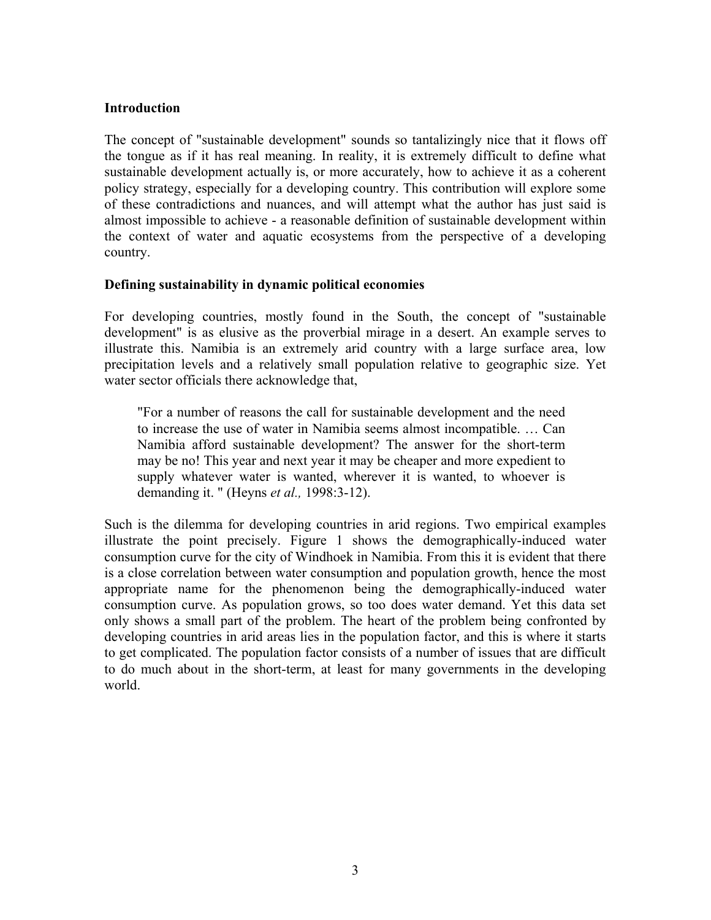## Introduction

The concept of "sustainable development" sounds so tantalizingly nice that it flows off the tongue as if it has real meaning. In reality, it is extremely difficult to define what sustainable development actually is, or more accurately, how to achieve it as a coherent policy strategy, especially for a developing country. This contribution will explore some of these contradictions and nuances, and will attempt what the author has just said is almost impossible to achieve - a reasonable definition of sustainable development within the context of water and aquatic ecosystems from the perspective of a developing country.

## Defining sustainability in dynamic political economies

For developing countries, mostly found in the South, the concept of "sustainable development" is as elusive as the proverbial mirage in a desert. An example serves to illustrate this. Namibia is an extremely arid country with a large surface area, low precipitation levels and a relatively small population relative to geographic size. Yet water sector officials there acknowledge that,

> "For a number of reasons the call for sustainable development and the need to increase the use of water in Namibia seems almost incompatible. … Can Namibia afford sustainable development? The answer for the short-term may be no! This year and next year it may be cheaper and more expedient to supply whatever water is wanted, wherever it is wanted, to whoever is demanding it. " (Heyns *et al.,* 1998:3-12).

Such is the dilemma for developing countries in arid regions. Two empirical examples illustrate the point precisely. Figure 1 shows the demographically-induced water consumption curve for the city of Windhoek in Namibia. From this it is evident that there is a close correlation between water consumption and population growth, hence the most appropriate name for the phenomenon being the demographically-induced water consumption curve. As population grows, so too does water demand. Yet this data set only shows a small part of the problem. The heart of the problem being confronted by developing countries in arid areas lies in the population factor, and this is where it starts to get complicated. The population factor consists of a number of issues that are difficult to do much about in the short-term, at least for many governments in the developing world.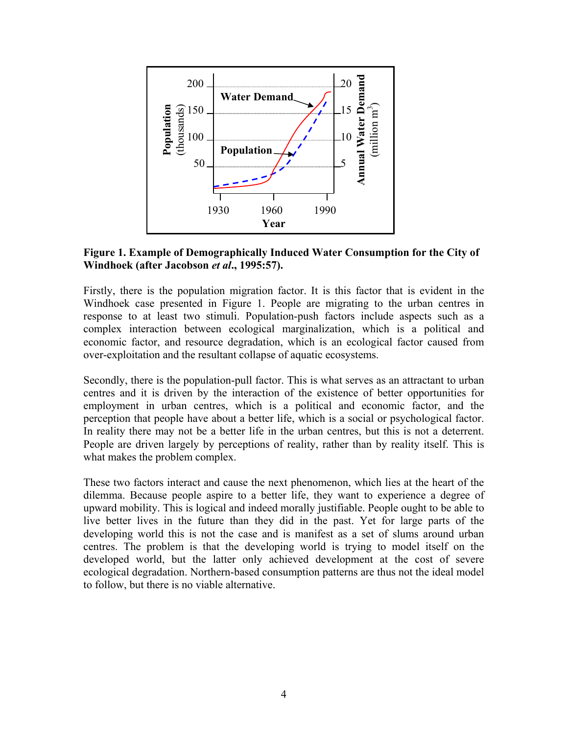**Figure 1. Example of Demographically Induced Water Consumption for the City of Windhoek (after Jacobson *et al*., 1995:57).**

Firstly, there is the population migration factor. It is this factor that is evident in the Windhoek case presented in Figure 1. People are migrating to the urban centres in response to at least two stimuli. Population-push factors include aspects such as a complex interaction between ecological marginalization, which is a political and economic factor, and resource degradation, which is an ecological factor caused from over-exploitation and the resultant collapse of aquatic ecosystems.

Secondly, there is the population-pull factor. This is what serves as an attractant to urban centres and it is driven by the interaction of the existence of better opportunities for employment in urban centres, which is a political and economic factor, and the perception that people have about a better life, which is a social or psychological factor. In reality there may not be a better life in the urban centres, but this is not a deterrent. People are driven largely by perceptions of reality, rather than by reality itself. This is what makes the problem complex.

These two factors interact and cause the next phenomenon, which lies at the heart of the dilemma. Because people aspire to a better life, they want to experience a degree of upward mobility. This is logical and indeed morally justifiable. People ought to be able to live better lives in the future than they did in the past. Yet for large parts of the developing world this is not the case and is manifest as a set of slums around urban centres. The problem is that the developing world is trying to model itself on the developed world, but the latter only achieved development at the cost of severe ecological degradation. Northern-based consumption patterns are thus not the ideal model to follow, but there is no viable alternative.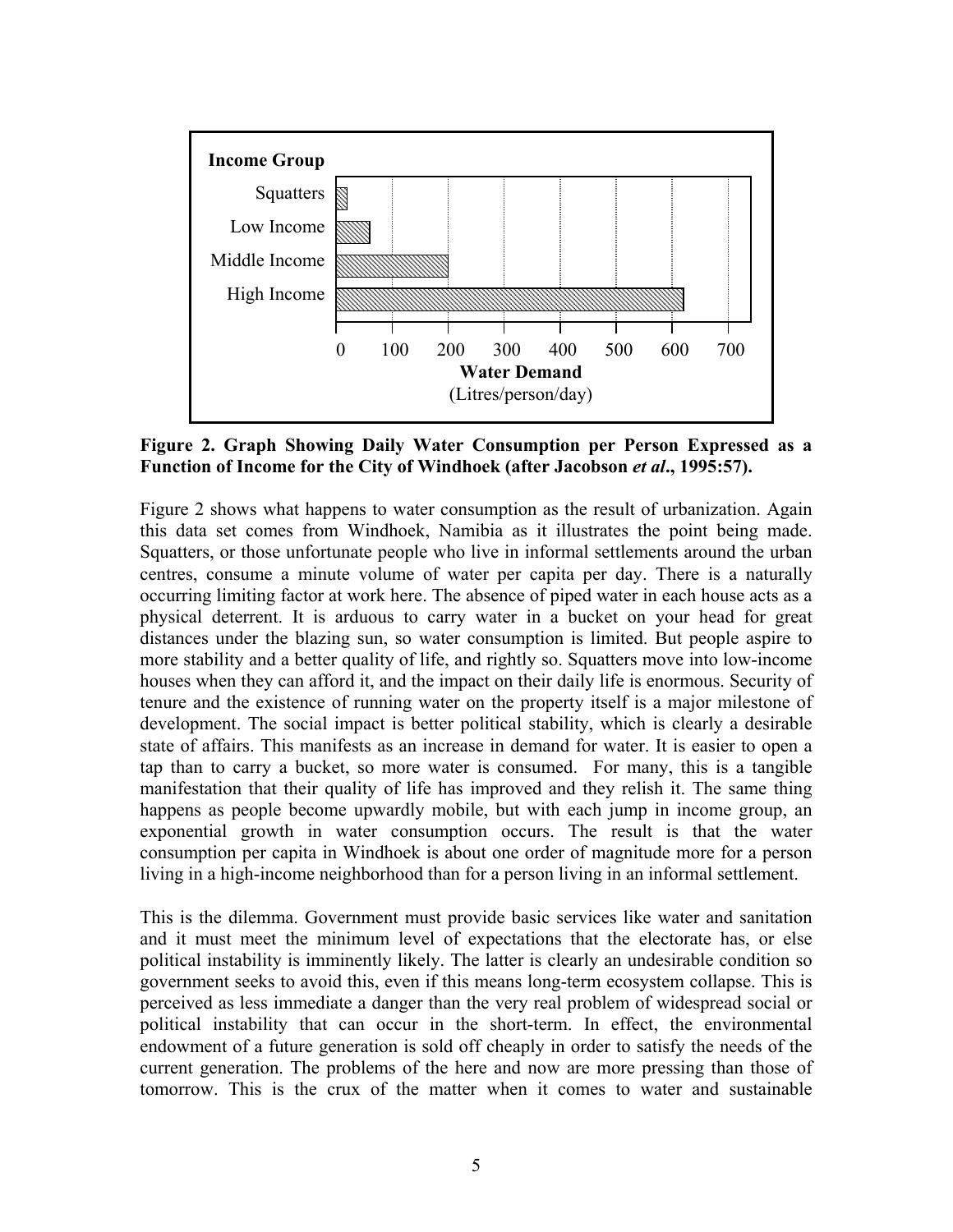**Figure 2. Graph Showing Daily Water Consumption per Person Expressed as a Function of Income for the City of Windhoek (after Jacobson *et al*., 1995:57).**

Figure 2 shows what happens to water consumption as the result of urbanization. Again this data set comes from Windhoek, Namibia as it illustrates the point being made. Squatters, or those unfortunate people who live in informal settlements around the urban centres, consume a minute volume of water per capita per day. There is a naturally occurring limiting factor at work here. The absence of piped water in each house acts as a physical deterrent. It is arduous to carry water in a bucket on your head for great distances under the blazing sun, so water consumption is limited. But people aspire to more stability and a better quality of life, and rightly so. Squatters move into low-income houses when they can afford it, and the impact on their daily life is enormous. Security of tenure and the existence of running water on the property itself is a major milestone of development. The social impact is better political stability, which is clearly a desirable state of affairs. This manifests as an increase in demand for water. It is easier to open a tap than to carry a bucket, so more water is consumed. For many, this is a tangible manifestation that their quality of life has improved and they relish it. The same thing happens as people become upwardly mobile, but with each jump in income group, an exponential growth in water consumption occurs. The result is that the water consumption per capita in Windhoek is about one order of magnitude more for a person living in a high-income neighborhood than for a person living in an informal settlement.

This is the dilemma. Government must provide basic services like water and sanitation and it must meet the minimum level of expectations that the electorate has, or else political instability is imminently likely. The latter is clearly an undesirable condition so government seeks to avoid this, even if this means long-term ecosystem collapse. This is perceived as less immediate a danger than the very real problem of widespread social or political instability that can occur in the short-term. In effect, the environmental endowment of a future generation is sold off cheaply in order to satisfy the needs of the current generation. The problems of the here and now are more pressing than those of tomorrow. This is the crux of the matter when it comes to water and sustainable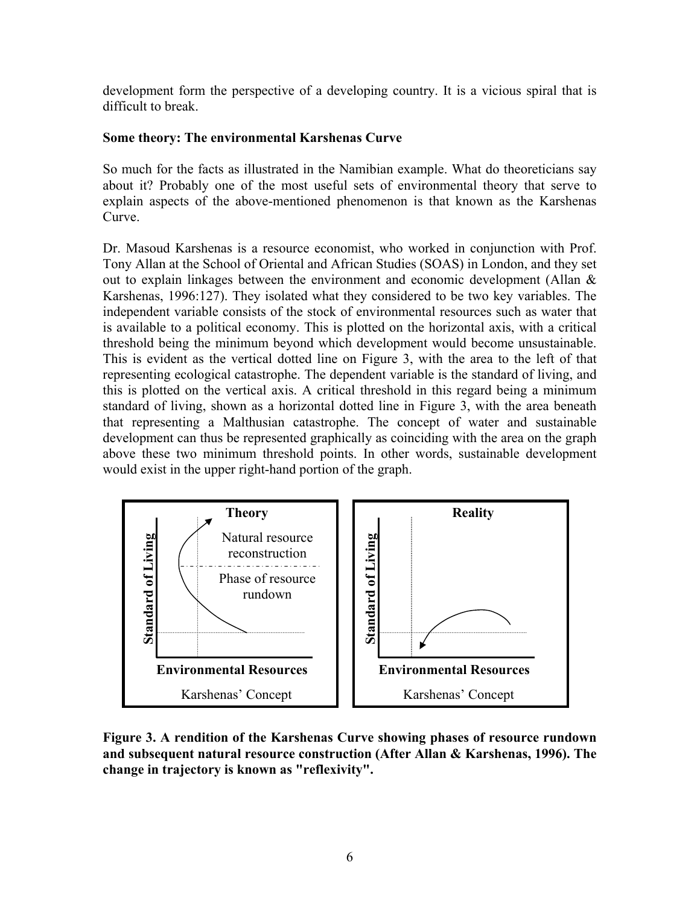development form the perspective of a developing country. It is a vicious spiral that is difficult to break.

**Some theory: The environmental Karshenas Curve**

So much for the facts as illustrated in the Namibian example. What do theoreticians say about it? Probably one of the most useful sets of environmental theory that serve to explain aspects of the above-mentioned phenomenon is that known as the Karshenas Curve.

Dr. Masoud Karshenas is a resource economist, who worked in conjunction with Prof. Tony Allan at the School of Oriental and African Studies (SOAS) in London, and they set out to explain linkages between the environment and economic development (Allan & Karshenas, 1996:127). They isolated what they considered to be two key variables. The independent variable consists of the stock of environmental resources such as water that is available to a political economy. This is plotted on the horizontal axis, with a critical threshold being the minimum beyond which development would become unsustainable. This is evident as the vertical dotted line on Figure 3, with the area to the left of that representing ecological catastrophe. The dependent variable is the standard of living, and this is plotted on the vertical axis. A critical threshold in this regard being a minimum standard of living, shown as a horizontal dotted line in Figure 3, with the area beneath that representing a Malthusian catastrophe. The concept of water and sustainable development can thus be represented graphically as coinciding with the area on the graph above these two minimum threshold points. In other words, sustainable development would exist in the upper right-hand portion of the graph.

**Figure 3. A rendition of the Karshenas Curve showing phases of resource rundown and subsequent natural resource construction (After Allan & Karshenas, 1996). The change in trajectory is known as "reflexivity".**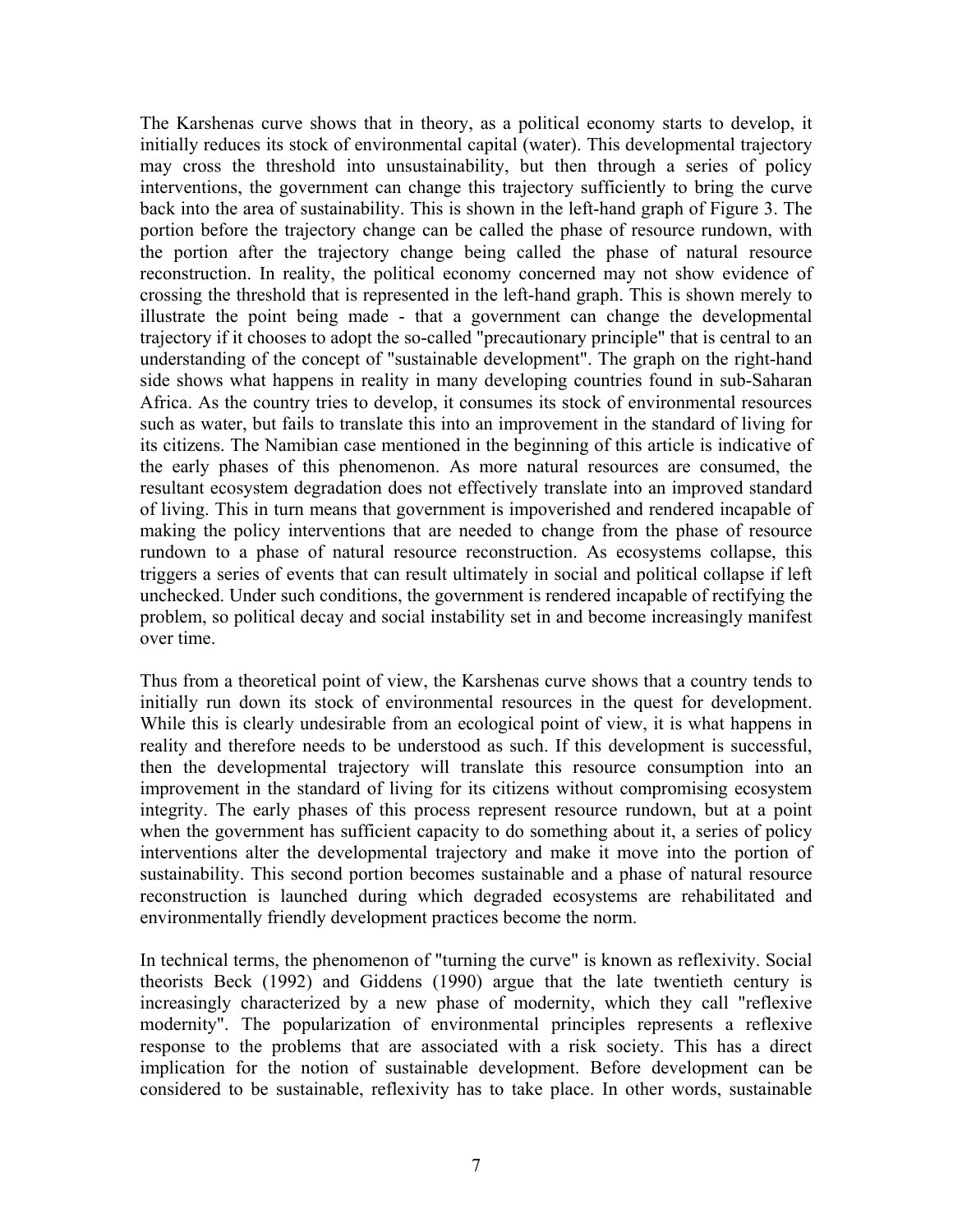The Karshenas curve shows that in theory, as a political economy starts to develop, it initially reduces its stock of environmental capital (water). This developmental trajectory may cross the threshold into unsustainability, but then through a series of policy interventions, the government can change this trajectory sufficiently to bring the curve back into the area of sustainability. This is shown in the left-hand graph of Figure 3. The portion before the trajectory change can be called the phase of resource rundown, with the portion after the trajectory change being called the phase of natural resource reconstruction. In reality, the political economy concerned may not show evidence of crossing the threshold that is represented in the left-hand graph. This is shown merely to illustrate the point being made - that a government can change the developmental trajectory if it chooses to adopt the so-called "precautionary principle" that is central to an understanding of the concept of "sustainable development". The graph on the right-hand side shows what happens in reality in many developing countries found in sub-Saharan Africa. As the country tries to develop, it consumes its stock of environmental resources such as water, but fails to translate this into an improvement in the standard of living for its citizens. The Namibian case mentioned in the beginning of this article is indicative of the early phases of this phenomenon. As more natural resources are consumed, the resultant ecosystem degradation does not effectively translate into an improved standard of living. This in turn means that government is impoverished and rendered incapable of making the policy interventions that are needed to change from the phase of resource rundown to a phase of natural resource reconstruction. As ecosystems collapse, this triggers a series of events that can result ultimately in social and political collapse if left unchecked. Under such conditions, the government is rendered incapable of rectifying the problem, so political decay and social instability set in and become increasingly manifest over time.

Thus from a theoretical point of view, the Karshenas curve shows that a country tends to initially run down its stock of environmental resources in the quest for development. While this is clearly undesirable from an ecological point of view, it is what happens in reality and therefore needs to be understood as such. If this development is successful, then the developmental trajectory will translate this resource consumption into an improvement in the standard of living for its citizens without compromising ecosystem integrity. The early phases of this process represent resource rundown, but at a point when the government has sufficient capacity to do something about it, a series of policy interventions alter the developmental trajectory and make it move into the portion of sustainability. This second portion becomes sustainable and a phase of natural resource reconstruction is launched during which degraded ecosystems are rehabilitated and environmentally friendly development practices become the norm.

In technical terms, the phenomenon of "turning the curve" is known as reflexivity. Social theorists Beck (1992) and Giddens (1990) argue that the late twentieth century is increasingly characterized by a new phase of modernity, which they call "reflexive modernity". The popularization of environmental principles represents a reflexive response to the problems that are associated with a risk society. This has a direct implication for the notion of sustainable development. Before development can be considered to be sustainable, reflexivity has to take place. In other words, sustainable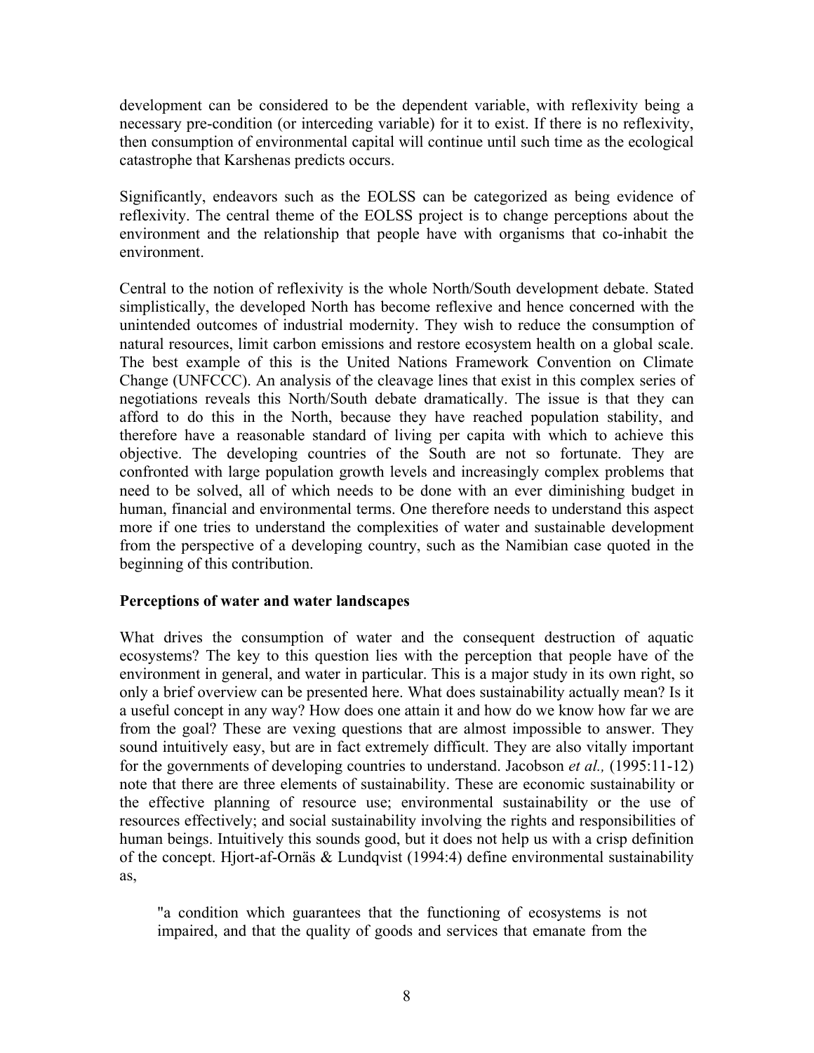development can be considered to be the dependent variable, with reflexivity being a necessary pre-condition (or interceding variable) for it to exist. If there is no reflexivity, then consumption of environmental capital will continue until such time as the ecological catastrophe that Karshenas predicts occurs.

Significantly, endeavors such as the EOLSS can be categorized as being evidence of reflexivity. The central theme of the EOLSS project is to change perceptions about the environment and the relationship that people have with organisms that co-inhabit the environment.

Central to the notion of reflexivity is the whole North/South development debate. Stated simplistically, the developed North has become reflexive and hence concerned with the unintended outcomes of industrial modernity. They wish to reduce the consumption of natural resources, limit carbon emissions and restore ecosystem health on a global scale. The best example of this is the United Nations Framework Convention on Climate Change (UNFCCC). An analysis of the cleavage lines that exist in this complex series of negotiations reveals this North/South debate dramatically. The issue is that they can afford to do this in the North, because they have reached population stability, and therefore have a reasonable standard of living per capita with which to achieve this objective. The developing countries of the South are not so fortunate. They are confronted with large population growth levels and increasingly complex problems that need to be solved, all of which needs to be done with an ever diminishing budget in human, financial and environmental terms. One therefore needs to understand this aspect more if one tries to understand the complexities of water and sustainable development from the perspective of a developing country, such as the Namibian case quoted in the beginning of this contribution.

**Perceptions of water and water landscapes**

What drives the consumption of water and the consequent destruction of aquatic ecosystems? The key to this question lies with the perception that people have of the environment in general, and water in particular. This is a major study in its own right, so only a brief overview can be presented here. What does sustainability actually mean? Is it a useful concept in any way? How does one attain it and how do we know how far we are from the goal? These are vexing questions that are almost impossible to answer. They sound intuitively easy, but are in fact extremely difficult. They are also vitally important for the governments of developing countries to understand. Jacobson *et al.,* (1995:11-12) note that there are three elements of sustainability. These are economic sustainability or the effective planning of resource use; environmental sustainability or the use of resources effectively; and social sustainability involving the rights and responsibilities of human beings. Intuitively this sounds good, but it does not help us with a crisp definition of the concept. Hjort-af-Ornäs & Lundqvist (1994:4) define environmental sustainability as,

> "a condition which guarantees that the functioning of ecosystems is not impaired, and that the quality of goods and services that emanate from the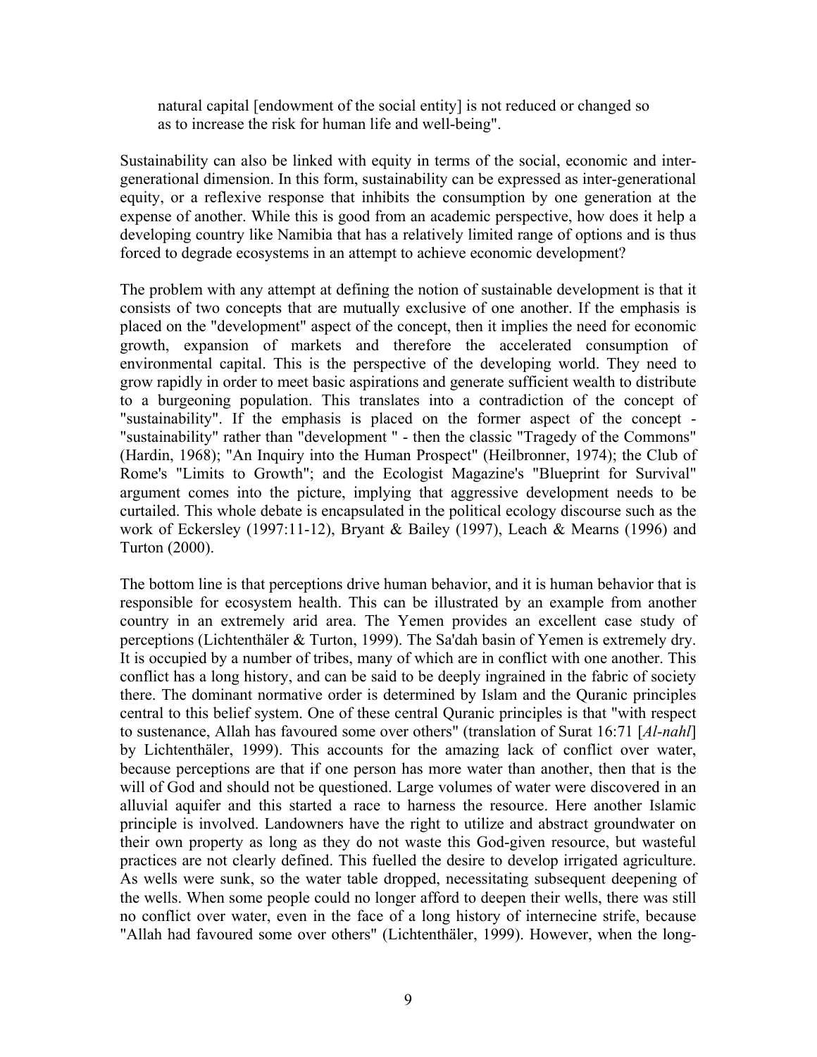natural capital [endowment of the social entity] is not reduced or changed so as to increase the risk for human life and well-being".

Sustainability can also be linked with equity in terms of the social, economic and inter-generational dimension. In this form, sustainability can be expressed as inter-generational equity, or a reflexive response that inhibits the consumption by one generation at the expense of another. While this is good from an academic perspective, how does it help a developing country like Namibia that has a relatively limited range of options and is thus forced to degrade ecosystems in an attempt to achieve economic development?

The problem with any attempt at defining the notion of sustainable development is that it consists of two concepts that are mutually exclusive of one another. If the emphasis is placed on the "development" aspect of the concept, then it implies the need for economic growth, expansion of markets and therefore the accelerated consumption of environmental capital. This is the perspective of the developing world. They need to grow rapidly in order to meet basic aspirations and generate sufficient wealth to distribute to a burgeoning population. This translates into a contradiction of the concept of "sustainability". If the emphasis is placed on the former aspect of the concept - "sustainability" rather than "development " - then the classic "Tragedy of the Commons" (Hardin, 1968); "An Inquiry into the Human Prospect" (Heilbronner, 1974); the Club of Rome's "Limits to Growth"; and the Ecologist Magazine's "Blueprint for Survival" argument comes into the picture, implying that aggressive development needs to be curtailed. This whole debate is encapsulated in the political ecology discourse such as the work of Eckersley (1997:11-12), Bryant & Bailey (1997), Leach & Mearns (1996) and Turton (2000).

The bottom line is that perceptions drive human behavior, and it is human behavior that is responsible for ecosystem health. This can be illustrated by an example from another country in an extremely arid area. The Yemen provides an excellent case study of perceptions (Lichtenthäler & Turton, 1999). The Sa'dah basin of Yemen is extremely dry. It is occupied by a number of tribes, many of which are in conflict with one another. This conflict has a long history, and can be said to be deeply ingrained in the fabric of society there. The dominant normative order is determined by Islam and the Quranic principles central to this belief system. One of these central Quranic principles is that "with respect to sustenance, Allah has favoured some over others" (translation of Surat 16:71 [*Al-nahl*] by Lichtenthäler, 1999). This accounts for the amazing lack of conflict over water, because perceptions are that if one person has more water than another, then that is the will of God and should not be questioned. Large volumes of water were discovered in an alluvial aquifer and this started a race to harness the resource. Here another Islamic principle is involved. Landowners have the right to utilize and abstract groundwater on their own property as long as they do not waste this God-given resource, but wasteful practices are not clearly defined. This fuelled the desire to develop irrigated agriculture. As wells were sunk, so the water table dropped, necessitating subsequent deepening of the wells. When some people could no longer afford to deepen their wells, there was still no conflict over water, even in the face of a long history of internecine strife, because "Allah had favoured some over others" (Lichtenthäler, 1999). However, when the long-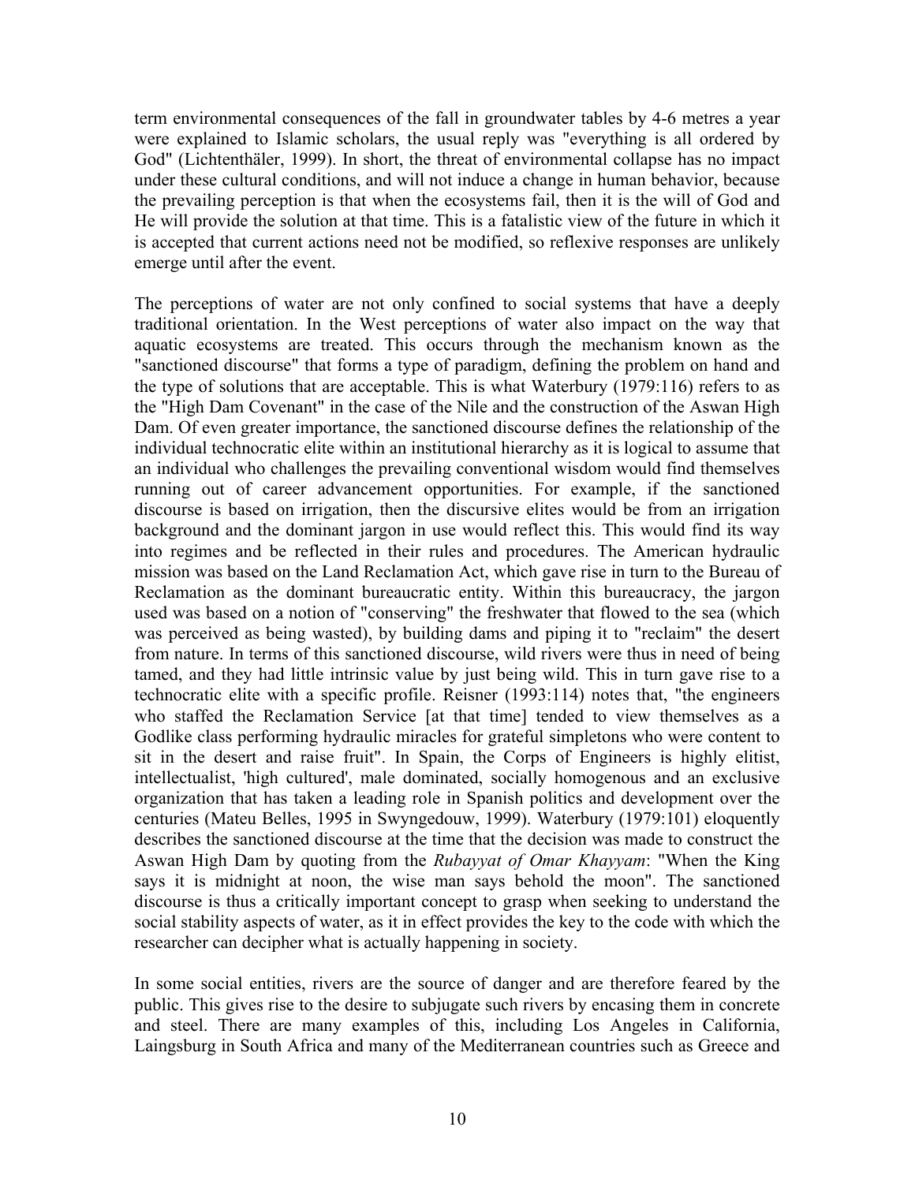term environmental consequences of the fall in groundwater tables by 4-6 metres a year were explained to Islamic scholars, the usual reply was "everything is all ordered by God" (Lichtenthäler, 1999). In short, the threat of environmental collapse has no impact under these cultural conditions, and will not induce a change in human behavior, because the prevailing perception is that when the ecosystems fail, then it is the will of God and He will provide the solution at that time. This is a fatalistic view of the future in which it is accepted that current actions need not be modified, so reflexive responses are unlikely emerge until after the event.

The perceptions of water are not only confined to social systems that have a deeply traditional orientation. In the West perceptions of water also impact on the way that aquatic ecosystems are treated. This occurs through the mechanism known as the "sanctioned discourse" that forms a type of paradigm, defining the problem on hand and the type of solutions that are acceptable. This is what Waterbury (1979:116) refers to as the "High Dam Covenant" in the case of the Nile and the construction of the Aswan High Dam. Of even greater importance, the sanctioned discourse defines the relationship of the individual technocratic elite within an institutional hierarchy as it is logical to assume that an individual who challenges the prevailing conventional wisdom would find themselves running out of career advancement opportunities. For example, if the sanctioned discourse is based on irrigation, then the discursive elites would be from an irrigation background and the dominant jargon in use would reflect this. This would find its way into regimes and be reflected in their rules and procedures. The American hydraulic mission was based on the Land Reclamation Act, which gave rise in turn to the Bureau of Reclamation as the dominant bureaucratic entity. Within this bureaucracy, the jargon used was based on a notion of "conserving" the freshwater that flowed to the sea (which was perceived as being wasted), by building dams and piping it to "reclaim" the desert from nature. In terms of this sanctioned discourse, wild rivers were thus in need of being tamed, and they had little intrinsic value by just being wild. This in turn gave rise to a technocratic elite with a specific profile. Reisner (1993:114) notes that, "the engineers who staffed the Reclamation Service [at that time] tended to view themselves as a Godlike class performing hydraulic miracles for grateful simpletons who were content to sit in the desert and raise fruit". In Spain, the Corps of Engineers is highly elitist, intellectualist, 'high cultured', male dominated, socially homogenous and an exclusive organization that has taken a leading role in Spanish politics and development over the centuries (Mateu Belles, 1995 in Swyngedouw, 1999). Waterbury (1979:101) eloquently describes the sanctioned discourse at the time that the decision was made to construct the Aswan High Dam by quoting from the *Rubayyat of Omar Khayyam*: "When the King says it is midnight at noon, the wise man says behold the moon". The sanctioned discourse is thus a critically important concept to grasp when seeking to understand the social stability aspects of water, as it in effect provides the key to the code with which the researcher can decipher what is actually happening in society.

In some social entities, rivers are the source of danger and are therefore feared by the public. This gives rise to the desire to subjugate such rivers by encasing them in concrete and steel. There are many examples of this, including Los Angeles in California, Laingsburg in South Africa and many of the Mediterranean countries such as Greece and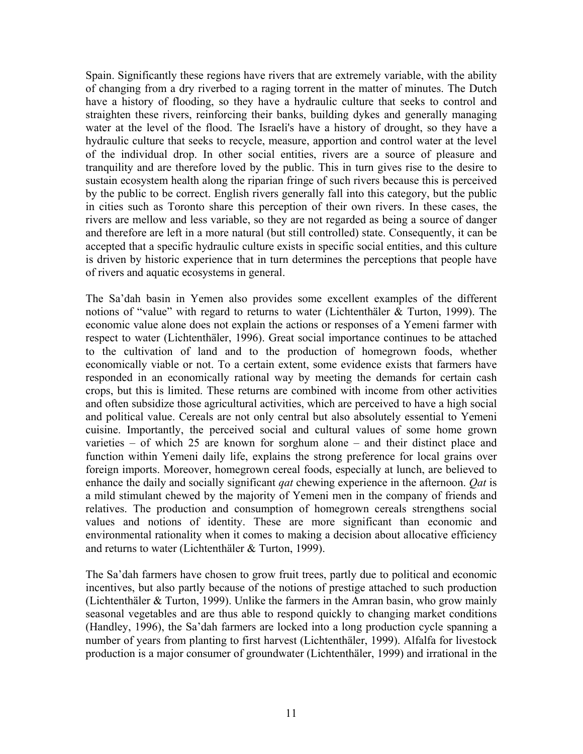Spain. Significantly these regions have rivers that are extremely variable, with the ability of changing from a dry riverbed to a raging torrent in the matter of minutes. The Dutch have a history of flooding, so they have a hydraulic culture that seeks to control and straighten these rivers, reinforcing their banks, building dykes and generally managing water at the level of the flood. The Israeli's have a history of drought, so they have a hydraulic culture that seeks to recycle, measure, apportion and control water at the level of the individual drop. In other social entities, rivers are a source of pleasure and tranquility and are therefore loved by the public. This in turn gives rise to the desire to sustain ecosystem health along the riparian fringe of such rivers because this is perceived by the public to be correct. English rivers generally fall into this category, but the public in cities such as Toronto share this perception of their own rivers. In these cases, the rivers are mellow and less variable, so they are not regarded as being a source of danger and therefore are left in a more natural (but still controlled) state. Consequently, it can be accepted that a specific hydraulic culture exists in specific social entities, and this culture is driven by historic experience that in turn determines the perceptions that people have of rivers and aquatic ecosystems in general.

The Sa'dah basin in Yemen also provides some excellent examples of the different notions of "value" with regard to returns to water (Lichtenthäler & Turton, 1999). The economic value alone does not explain the actions or responses of a Yemeni farmer with respect to water (Lichtenthäler, 1996). Great social importance continues to be attached to the cultivation of land and to the production of homegrown foods, whether economically viable or not. To a certain extent, some evidence exists that farmers have responded in an economically rational way by meeting the demands for certain cash crops, but this is limited. These returns are combined with income from other activities and often subsidize those agricultural activities, which are perceived to have a high social and political value. Cereals are not only central but also absolutely essential to Yemeni cuisine. Importantly, the perceived social and cultural values of some home grown varieties – of which 25 are known for sorghum alone – and their distinct place and function within Yemeni daily life, explains the strong preference for local grains over foreign imports. Moreover, homegrown cereal foods, especially at lunch, are believed to enhance the daily and socially significant *qat* chewing experience in the afternoon. *Qat* is a mild stimulant chewed by the majority of Yemeni men in the company of friends and relatives. The production and consumption of homegrown cereals strengthens social values and notions of identity. These are more significant than economic and environmental rationality when it comes to making a decision about allocative efficiency and returns to water (Lichtenthäler & Turton, 1999).

The Sa'dah farmers have chosen to grow fruit trees, partly due to political and economic incentives, but also partly because of the notions of prestige attached to such production (Lichtenthäler & Turton, 1999). Unlike the farmers in the Amran basin, who grow mainly seasonal vegetables and are thus able to respond quickly to changing market conditions (Handley, 1996), the Sa'dah farmers are locked into a long production cycle spanning a number of years from planting to first harvest (Lichtenthäler, 1999). Alfalfa for livestock production is a major consumer of groundwater (Lichtenthäler, 1999) and irrational in the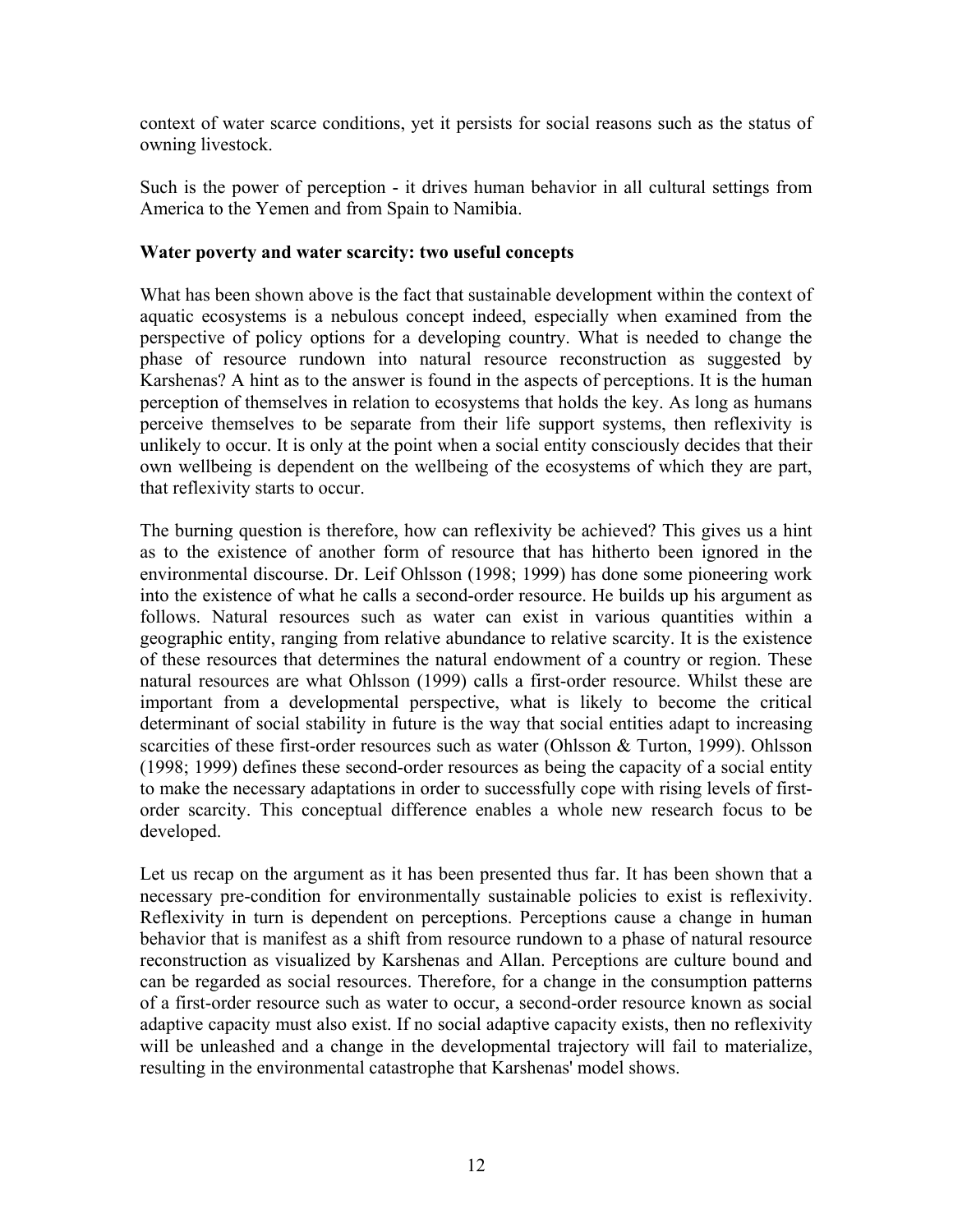context of water scarce conditions, yet it persists for social reasons such as the status of owning livestock.

Such is the power of perception - it drives human behavior in all cultural settings from America to the Yemen and from Spain to Namibia.

**Water poverty and water scarcity: two useful concepts**

What has been shown above is the fact that sustainable development within the context of aquatic ecosystems is a nebulous concept indeed, especially when examined from the perspective of policy options for a developing country. What is needed to change the phase of resource rundown into natural resource reconstruction as suggested by Karshenas? A hint as to the answer is found in the aspects of perceptions. It is the human perception of themselves in relation to ecosystems that holds the key. As long as humans perceive themselves to be separate from their life support systems, then reflexivity is unlikely to occur. It is only at the point when a social entity consciously decides that their own wellbeing is dependent on the wellbeing of the ecosystems of which they are part, that reflexivity starts to occur.

The burning question is therefore, how can reflexivity be achieved? This gives us a hint as to the existence of another form of resource that has hitherto been ignored in the environmental discourse. Dr. Leif Ohlsson (1998; 1999) has done some pioneering work into the existence of what he calls a second-order resource. He builds up his argument as follows. Natural resources such as water can exist in various quantities within a geographic entity, ranging from relative abundance to relative scarcity. It is the existence of these resources that determines the natural endowment of a country or region. These natural resources are what Ohlsson (1999) calls a first-order resource. Whilst these are important from a developmental perspective, what is likely to become the critical determinant of social stability in future is the way that social entities adapt to increasing scarcities of these first-order resources such as water (Ohlsson & Turton, 1999). Ohlsson (1998; 1999) defines these second-order resources as being the capacity of a social entity to make the necessary adaptations in order to successfully cope with rising levels of first-order scarcity. This conceptual difference enables a whole new research focus to be developed.

Let us recap on the argument as it has been presented thus far. It has been shown that a necessary pre-condition for environmentally sustainable policies to exist is reflexivity. Reflexivity in turn is dependent on perceptions. Perceptions cause a change in human behavior that is manifest as a shift from resource rundown to a phase of natural resource reconstruction as visualized by Karshenas and Allan. Perceptions are culture bound and can be regarded as social resources. Therefore, for a change in the consumption patterns of a first-order resource such as water to occur, a second-order resource known as social adaptive capacity must also exist. If no social adaptive capacity exists, then no reflexivity will be unleashed and a change in the developmental trajectory will fail to materialize, resulting in the environmental catastrophe that Karshenas' model shows.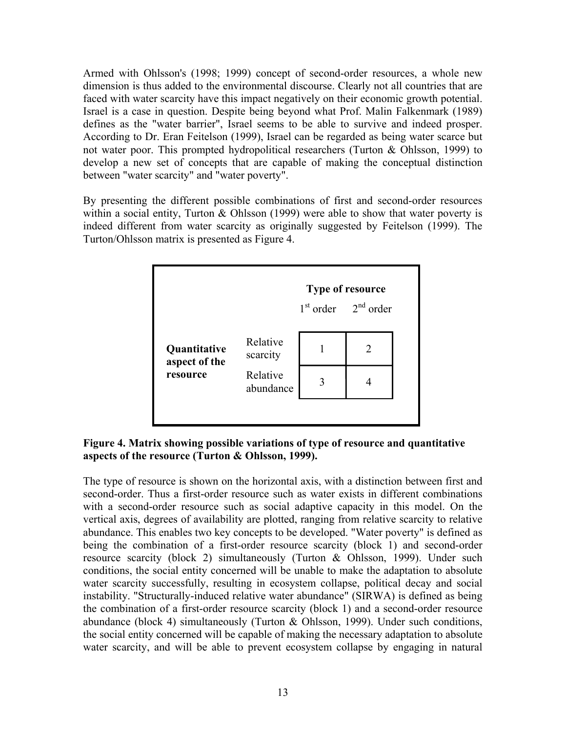Armed with Ohlsson's (1998; 1999) concept of second-order resources, a whole new dimension is thus added to the environmental discourse. Clearly not all countries that are faced with water scarcity have this impact negatively on their economic growth potential. Israel is a case in question. Despite being beyond what Prof. Malin Falkenmark (1989) defines as the "water barrier", Israel seems to be able to survive and indeed prosper. According to Dr. Eran Feitelson (1999), Israel can be regarded as being water scarce but not water poor. This prompted hydropolitical researchers (Turton & Ohlsson, 1999) to develop a new set of concepts that are capable of making the conceptual distinction between "water scarcity" and "water poverty".

By presenting the different possible combinations of first and second-order resources within a social entity, Turton & Ohlsson (1999) were able to show that water poverty is indeed different from water scarcity as originally suggested by Feitelson (1999). The Turton/Ohlsson matrix is presented as Figure 4.

| | | **Type of resource** | |
|---|---|---|---|
| | | 1st order | 2nd order |
| **Quantitative aspect of the resource** | Relative scarcity | 1 | 2 |
| | Relative abundance | 3 | 4 |

**Figure 4. Matrix showing possible variations of type of resource and quantitative aspects of the resource (Turton & Ohlsson, 1999).**

The type of resource is shown on the horizontal axis, with a distinction between first and second-order. Thus a first-order resource such as water exists in different combinations with a second-order resource such as social adaptive capacity in this model. On the vertical axis, degrees of availability are plotted, ranging from relative scarcity to relative abundance. This enables two key concepts to be developed. "Water poverty" is defined as being the combination of a first-order resource scarcity (block 1) and second-order resource scarcity (block 2) simultaneously (Turton & Ohlsson, 1999). Under such conditions, the social entity concerned will be unable to make the adaptation to absolute water scarcity successfully, resulting in ecosystem collapse, political decay and social instability. "Structurally-induced relative water abundance" (SIRWA) is defined as being the combination of a first-order resource scarcity (block 1) and a second-order resource abundance (block 4) simultaneously (Turton & Ohlsson, 1999). Under such conditions, the social entity concerned will be capable of making the necessary adaptation to absolute water scarcity, and will be able to prevent ecosystem collapse by engaging in natural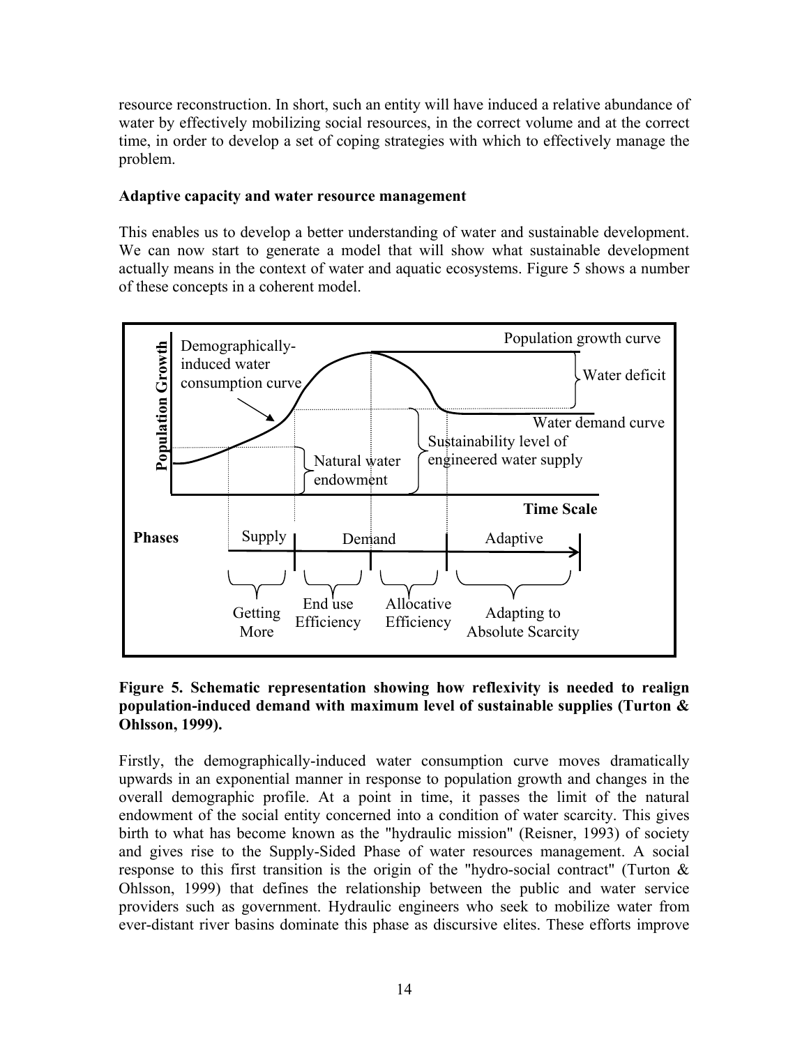resource reconstruction. In short, such an entity will have induced a relative abundance of water by effectively mobilizing social resources, in the correct volume and at the correct time, in order to develop a set of coping strategies with which to effectively manage the problem.

**Adaptive capacity and water resource management**

This enables us to develop a better understanding of water and sustainable development. We can now start to generate a model that will show what sustainable development actually means in the context of water and aquatic ecosystems. Figure 5 shows a number of these concepts in a coherent model.

**Figure 5. Schematic representation showing how reflexivity is needed to realign population-induced demand with maximum level of sustainable supplies (Turton & Ohlsson, 1999).**

Firstly, the demographically-induced water consumption curve moves dramatically upwards in an exponential manner in response to population growth and changes in the overall demographic profile. At a point in time, it passes the limit of the natural endowment of the social entity concerned into a condition of water scarcity. This gives birth to what has become known as the "hydraulic mission" (Reisner, 1993) of society and gives rise to the Supply-Sided Phase of water resources management. A social response to this first transition is the origin of the "hydro-social contract" (Turton & Ohlsson, 1999) that defines the relationship between the public and water service providers such as government. Hydraulic engineers who seek to mobilize water from ever-distant river basins dominate this phase as discursive elites. These efforts improve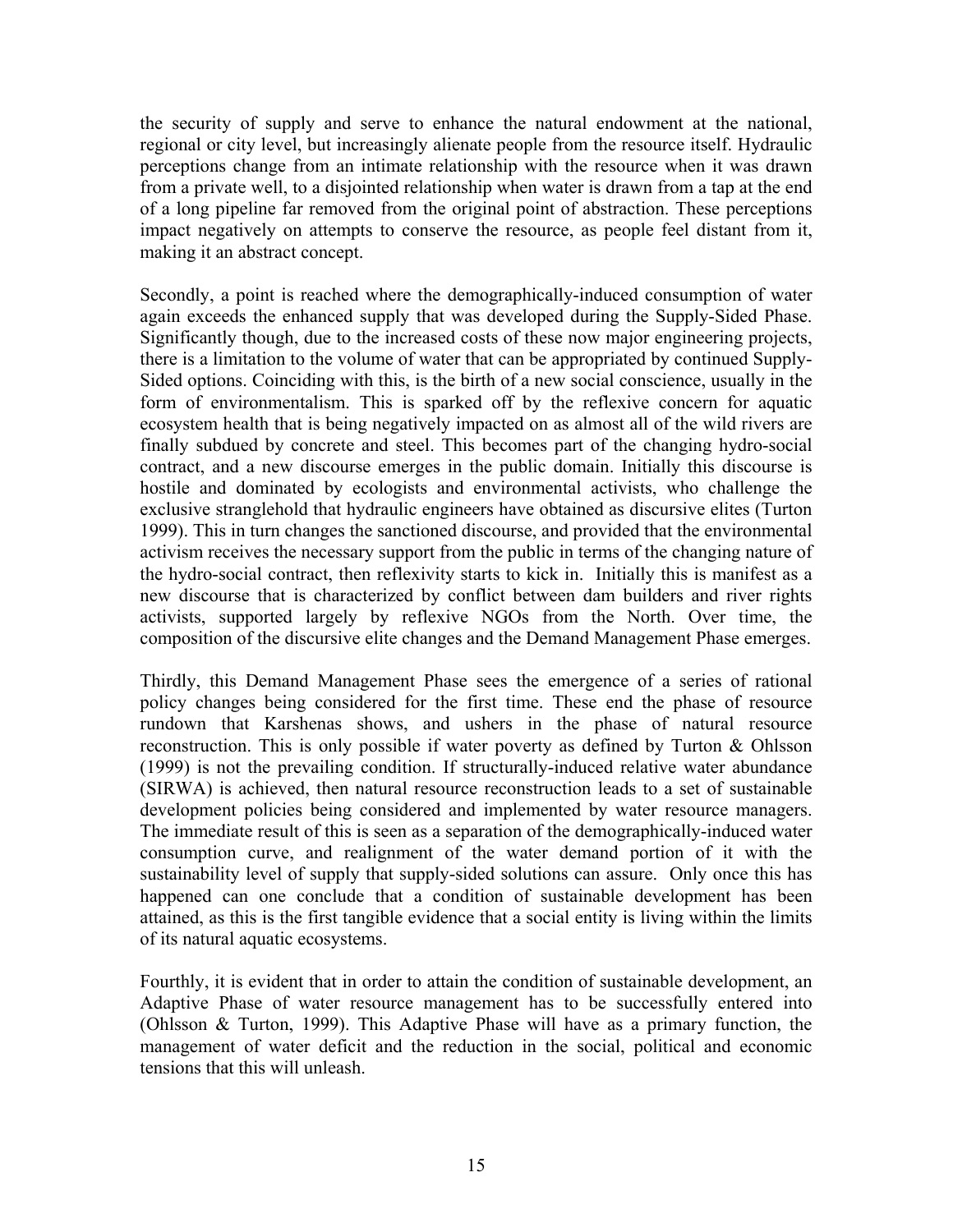the security of supply and serve to enhance the natural endowment at the national, regional or city level, but increasingly alienate people from the resource itself. Hydraulic perceptions change from an intimate relationship with the resource when it was drawn from a private well, to a disjointed relationship when water is drawn from a tap at the end of a long pipeline far removed from the original point of abstraction. These perceptions impact negatively on attempts to conserve the resource, as people feel distant from it, making it an abstract concept.

Secondly, a point is reached where the demographically-induced consumption of water again exceeds the enhanced supply that was developed during the Supply-Sided Phase. Significantly though, due to the increased costs of these now major engineering projects, there is a limitation to the volume of water that can be appropriated by continued Supply-Sided options. Coinciding with this, is the birth of a new social conscience, usually in the form of environmentalism. This is sparked off by the reflexive concern for aquatic ecosystem health that is being negatively impacted on as almost all of the wild rivers are finally subdued by concrete and steel. This becomes part of the changing hydro-social contract, and a new discourse emerges in the public domain. Initially this discourse is hostile and dominated by ecologists and environmental activists, who challenge the exclusive stranglehold that hydraulic engineers have obtained as discursive elites (Turton 1999). This in turn changes the sanctioned discourse, and provided that the environmental activism receives the necessary support from the public in terms of the changing nature of the hydro-social contract, then reflexivity starts to kick in. Initially this is manifest as a new discourse that is characterized by conflict between dam builders and river rights activists, supported largely by reflexive NGOs from the North. Over time, the composition of the discursive elite changes and the Demand Management Phase emerges.

Thirdly, this Demand Management Phase sees the emergence of a series of rational policy changes being considered for the first time. These end the phase of resource rundown that Karshenas shows, and ushers in the phase of natural resource reconstruction. This is only possible if water poverty as defined by Turton & Ohlsson (1999) is not the prevailing condition. If structurally-induced relative water abundance (SIRWA) is achieved, then natural resource reconstruction leads to a set of sustainable development policies being considered and implemented by water resource managers. The immediate result of this is seen as a separation of the demographically-induced water consumption curve, and realignment of the water demand portion of it with the sustainability level of supply that supply-sided solutions can assure. Only once this has happened can one conclude that a condition of sustainable development has been attained, as this is the first tangible evidence that a social entity is living within the limits of its natural aquatic ecosystems.

Fourthly, it is evident that in order to attain the condition of sustainable development, an Adaptive Phase of water resource management has to be successfully entered into (Ohlsson & Turton, 1999). This Adaptive Phase will have as a primary function, the management of water deficit and the reduction in the social, political and economic tensions that this will unleash.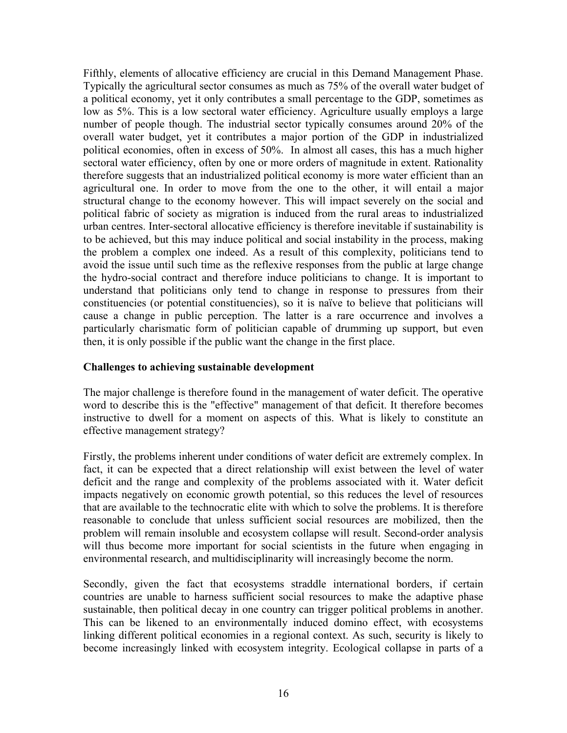Fifthly, elements of allocative efficiency are crucial in this Demand Management Phase. Typically the agricultural sector consumes as much as 75% of the overall water budget of a political economy, yet it only contributes a small percentage to the GDP, sometimes as low as 5%. This is a low sectoral water efficiency. Agriculture usually employs a large number of people though. The industrial sector typically consumes around 20% of the overall water budget, yet it contributes a major portion of the GDP in industrialized political economies, often in excess of 50%. In almost all cases, this has a much higher sectoral water efficiency, often by one or more orders of magnitude in extent. Rationality therefore suggests that an industrialized political economy is more water efficient than an agricultural one. In order to move from the one to the other, it will entail a major structural change to the economy however. This will impact severely on the social and political fabric of society as migration is induced from the rural areas to industrialized urban centres. Inter-sectoral allocative efficiency is therefore inevitable if sustainability is to be achieved, but this may induce political and social instability in the process, making the problem a complex one indeed. As a result of this complexity, politicians tend to avoid the issue until such time as the reflexive responses from the public at large change the hydro-social contract and therefore induce politicians to change. It is important to understand that politicians only tend to change in response to pressures from their constituencies (or potential constituencies), so it is naïve to believe that politicians will cause a change in public perception. The latter is a rare occurrence and involves a particularly charismatic form of politician capable of drumming up support, but even then, it is only possible if the public want the change in the first place.

**Challenges to achieving sustainable development**

The major challenge is therefore found in the management of water deficit. The operative word to describe this is the "effective" management of that deficit. It therefore becomes instructive to dwell for a moment on aspects of this. What is likely to constitute an effective management strategy?

Firstly, the problems inherent under conditions of water deficit are extremely complex. In fact, it can be expected that a direct relationship will exist between the level of water deficit and the range and complexity of the problems associated with it. Water deficit impacts negatively on economic growth potential, so this reduces the level of resources that are available to the technocratic elite with which to solve the problems. It is therefore reasonable to conclude that unless sufficient social resources are mobilized, then the problem will remain insoluble and ecosystem collapse will result. Second-order analysis will thus become more important for social scientists in the future when engaging in environmental research, and multidisciplinarity will increasingly become the norm.

Secondly, given the fact that ecosystems straddle international borders, if certain countries are unable to harness sufficient social resources to make the adaptive phase sustainable, then political decay in one country can trigger political problems in another. This can be likened to an environmentally induced domino effect, with ecosystems linking different political economies in a regional context. As such, security is likely to become increasingly linked with ecosystem integrity. Ecological collapse in parts of a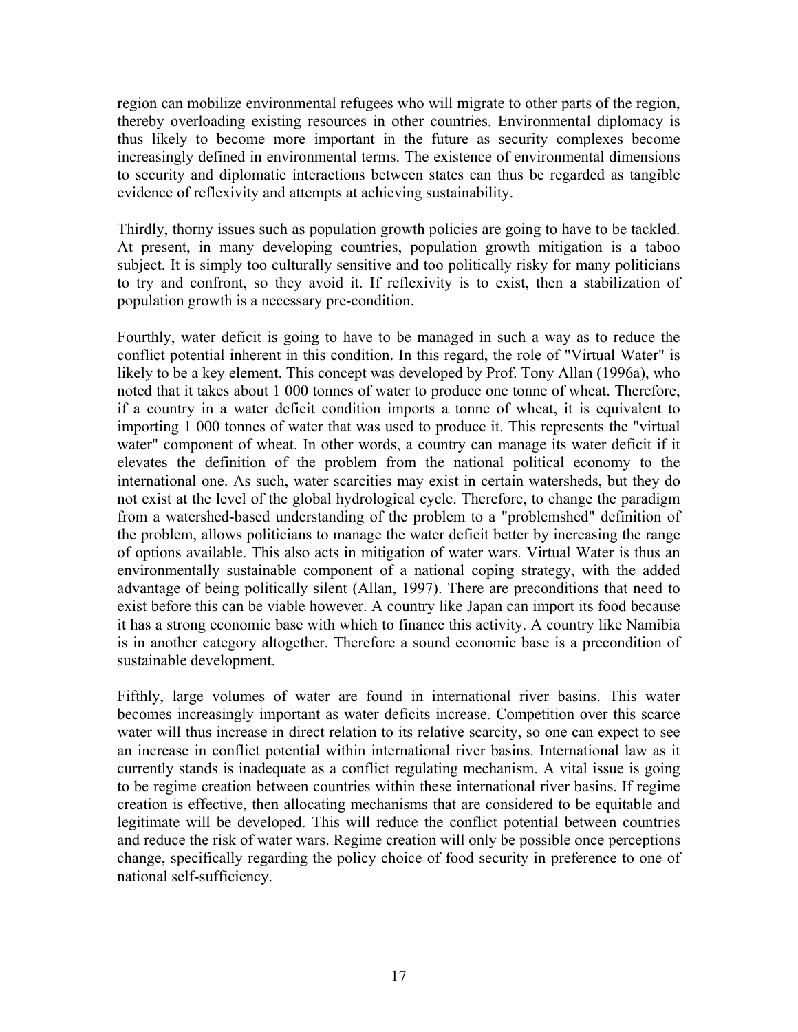region can mobilize environmental refugees who will migrate to other parts of the region, thereby overloading existing resources in other countries. Environmental diplomacy is thus likely to become more important in the future as security complexes become increasingly defined in environmental terms. The existence of environmental dimensions to security and diplomatic interactions between states can thus be regarded as tangible evidence of reflexivity and attempts at achieving sustainability.

Thirdly, thorny issues such as population growth policies are going to have to be tackled. At present, in many developing countries, population growth mitigation is a taboo subject. It is simply too culturally sensitive and too politically risky for many politicians to try and confront, so they avoid it. If reflexivity is to exist, then a stabilization of population growth is a necessary pre-condition.

Fourthly, water deficit is going to have to be managed in such a way as to reduce the conflict potential inherent in this condition. In this regard, the role of "Virtual Water" is likely to be a key element. This concept was developed by Prof. Tony Allan (1996a), who noted that it takes about 1 000 tonnes of water to produce one tonne of wheat. Therefore, if a country in a water deficit condition imports a tonne of wheat, it is equivalent to importing 1 000 tonnes of water that was used to produce it. This represents the "virtual water" component of wheat. In other words, a country can manage its water deficit if it elevates the definition of the problem from the national political economy to the international one. As such, water scarcities may exist in certain watersheds, but they do not exist at the level of the global hydrological cycle. Therefore, to change the paradigm from a watershed-based understanding of the problem to a "problemshed" definition of the problem, allows politicians to manage the water deficit better by increasing the range of options available. This also acts in mitigation of water wars. Virtual Water is thus an environmentally sustainable component of a national coping strategy, with the added advantage of being politically silent (Allan, 1997). There are preconditions that need to exist before this can be viable however. A country like Japan can import its food because it has a strong economic base with which to finance this activity. A country like Namibia is in another category altogether. Therefore a sound economic base is a precondition of sustainable development.

Fifthly, large volumes of water are found in international river basins. This water becomes increasingly important as water deficits increase. Competition over this scarce water will thus increase in direct relation to its relative scarcity, so one can expect to see an increase in conflict potential within international river basins. International law as it currently stands is inadequate as a conflict regulating mechanism. A vital issue is going to be regime creation between countries within these international river basins. If regime creation is effective, then allocating mechanisms that are considered to be equitable and legitimate will be developed. This will reduce the conflict potential between countries and reduce the risk of water wars. Regime creation will only be possible once perceptions change, specifically regarding the policy choice of food security in preference to one of national self-sufficiency.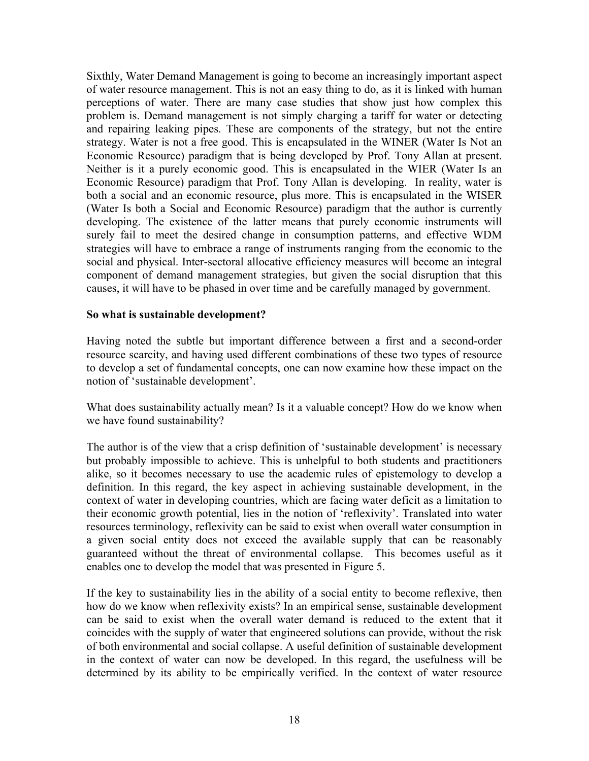Sixthly, Water Demand Management is going to become an increasingly important aspect of water resource management. This is not an easy thing to do, as it is linked with human perceptions of water. There are many case studies that show just how complex this problem is. Demand management is not simply charging a tariff for water or detecting and repairing leaking pipes. These are components of the strategy, but not the entire strategy. Water is not a free good. This is encapsulated in the WINER (Water Is Not an Economic Resource) paradigm that is being developed by Prof. Tony Allan at present. Neither is it a purely economic good. This is encapsulated in the WIER (Water Is an Economic Resource) paradigm that Prof. Tony Allan is developing. In reality, water is both a social and an economic resource, plus more. This is encapsulated in the WISER (Water Is both a Social and Economic Resource) paradigm that the author is currently developing. The existence of the latter means that purely economic instruments will surely fail to meet the desired change in consumption patterns, and effective WDM strategies will have to embrace a range of instruments ranging from the economic to the social and physical. Inter-sectoral allocative efficiency measures will become an integral component of demand management strategies, but given the social disruption that this causes, it will have to be phased in over time and be carefully managed by government.

**So what is sustainable development?**

Having noted the subtle but important difference between a first and a second-order resource scarcity, and having used different combinations of these two types of resource to develop a set of fundamental concepts, one can now examine how these impact on the notion of 'sustainable development'.

What does sustainability actually mean? Is it a valuable concept? How do we know when we have found sustainability?

The author is of the view that a crisp definition of 'sustainable development' is necessary but probably impossible to achieve. This is unhelpful to both students and practitioners alike, so it becomes necessary to use the academic rules of epistemology to develop a definition. In this regard, the key aspect in achieving sustainable development, in the context of water in developing countries, which are facing water deficit as a limitation to their economic growth potential, lies in the notion of 'reflexivity'. Translated into water resources terminology, reflexivity can be said to exist when overall water consumption in a given social entity does not exceed the available supply that can be reasonably guaranteed without the threat of environmental collapse. This becomes useful as it enables one to develop the model that was presented in Figure 5.

If the key to sustainability lies in the ability of a social entity to become reflexive, then how do we know when reflexivity exists? In an empirical sense, sustainable development can be said to exist when the overall water demand is reduced to the extent that it coincides with the supply of water that engineered solutions can provide, without the risk of both environmental and social collapse. A useful definition of sustainable development in the context of water can now be developed. In this regard, the usefulness will be determined by its ability to be empirically verified. In the context of water resource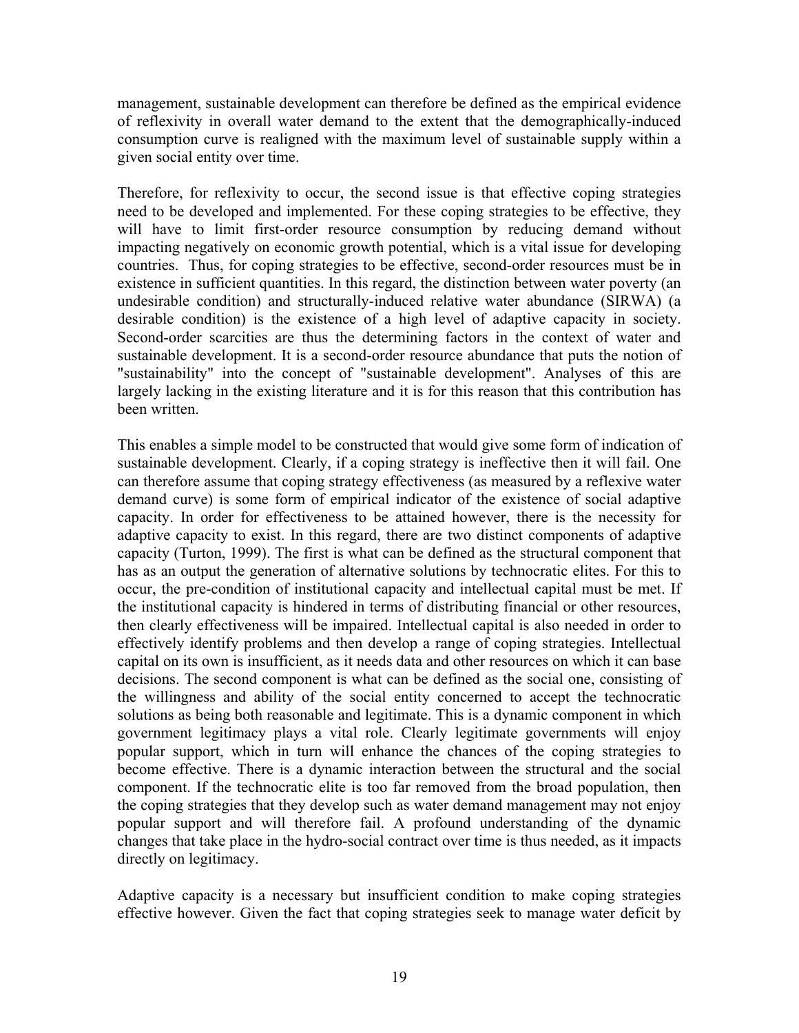management, sustainable development can therefore be defined as the empirical evidence of reflexivity in overall water demand to the extent that the demographically-induced consumption curve is realigned with the maximum level of sustainable supply within a given social entity over time.

Therefore, for reflexivity to occur, the second issue is that effective coping strategies need to be developed and implemented. For these coping strategies to be effective, they will have to limit first-order resource consumption by reducing demand without impacting negatively on economic growth potential, which is a vital issue for developing countries. Thus, for coping strategies to be effective, second-order resources must be in existence in sufficient quantities. In this regard, the distinction between water poverty (an undesirable condition) and structurally-induced relative water abundance (SIRWA) (a desirable condition) is the existence of a high level of adaptive capacity in society. Second-order scarcities are thus the determining factors in the context of water and sustainable development. It is a second-order resource abundance that puts the notion of "sustainability" into the concept of "sustainable development". Analyses of this are largely lacking in the existing literature and it is for this reason that this contribution has been written.

This enables a simple model to be constructed that would give some form of indication of sustainable development. Clearly, if a coping strategy is ineffective then it will fail. One can therefore assume that coping strategy effectiveness (as measured by a reflexive water demand curve) is some form of empirical indicator of the existence of social adaptive capacity. In order for effectiveness to be attained however, there is the necessity for adaptive capacity to exist. In this regard, there are two distinct components of adaptive capacity (Turton, 1999). The first is what can be defined as the structural component that has as an output the generation of alternative solutions by technocratic elites. For this to occur, the pre-condition of institutional capacity and intellectual capital must be met. If the institutional capacity is hindered in terms of distributing financial or other resources, then clearly effectiveness will be impaired. Intellectual capital is also needed in order to effectively identify problems and then develop a range of coping strategies. Intellectual capital on its own is insufficient, as it needs data and other resources on which it can base decisions. The second component is what can be defined as the social one, consisting of the willingness and ability of the social entity concerned to accept the technocratic solutions as being both reasonable and legitimate. This is a dynamic component in which government legitimacy plays a vital role. Clearly legitimate governments will enjoy popular support, which in turn will enhance the chances of the coping strategies to become effective. There is a dynamic interaction between the structural and the social component. If the technocratic elite is too far removed from the broad population, then the coping strategies that they develop such as water demand management may not enjoy popular support and will therefore fail. A profound understanding of the dynamic changes that take place in the hydro-social contract over time is thus needed, as it impacts directly on legitimacy.

Adaptive capacity is a necessary but insufficient condition to make coping strategies effective however. Given the fact that coping strategies seek to manage water deficit by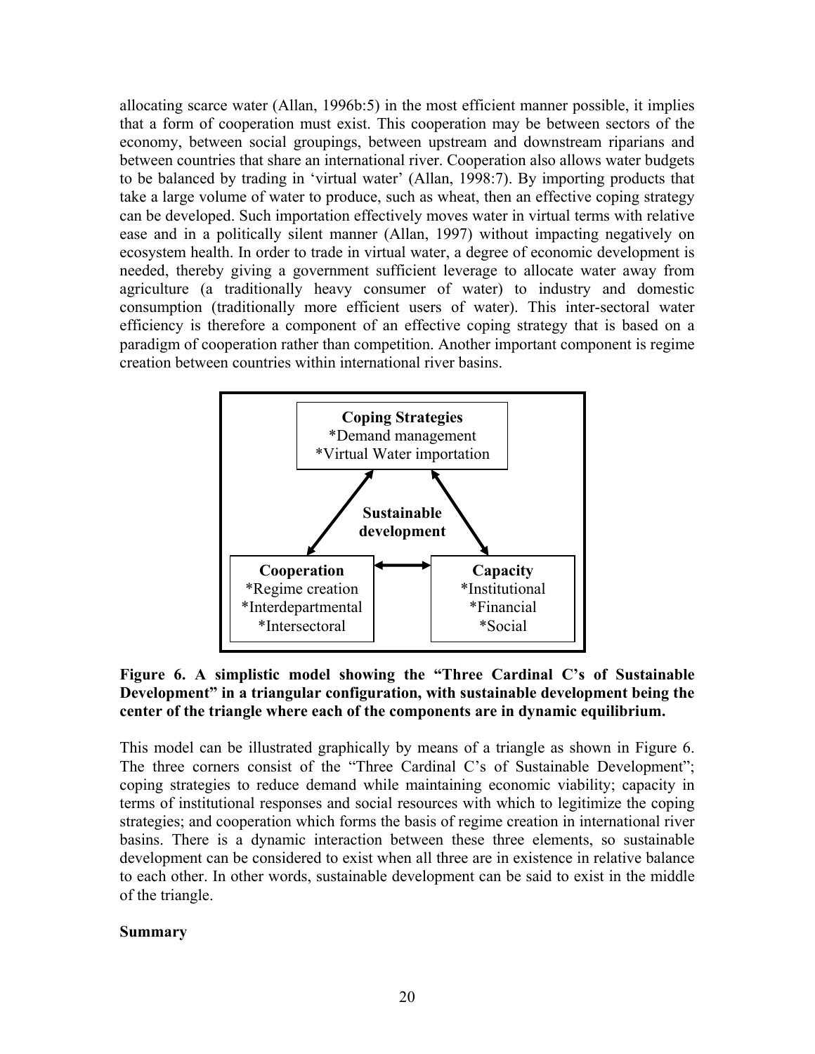allocating scarce water (Allan, 1996b:5) in the most efficient manner possible, it implies that a form of cooperation must exist. This cooperation may be between sectors of the economy, between social groupings, between upstream and downstream riparians and between countries that share an international river. Cooperation also allows water budgets to be balanced by trading in 'virtual water' (Allan, 1998:7). By importing products that take a large volume of water to produce, such as wheat, then an effective coping strategy can be developed. Such importation effectively moves water in virtual terms with relative ease and in a politically silent manner (Allan, 1997) without impacting negatively on ecosystem health. In order to trade in virtual water, a degree of economic development is needed, thereby giving a government sufficient leverage to allocate water away from agriculture (a traditionally heavy consumer of water) to industry and domestic consumption (traditionally more efficient users of water). This inter-sectoral water efficiency is therefore a component of an effective coping strategy that is based on a paradigm of cooperation rather than competition. Another important component is regime creation between countries within international river basins.

**Coping Strategies**
*Demand management
*Virtual Water importation

**Sustainable development**

**Cooperation**
*Regime creation
*Interdepartmental
*Intersectoral

**Capacity**
*Institutional
*Financial
*Social

**Figure 6. A simplistic model showing the "Three Cardinal C's of Sustainable Development" in a triangular configuration, with sustainable development being the center of the triangle where each of the components are in dynamic equilibrium.**

This model can be illustrated graphically by means of a triangle as shown in Figure 6. The three corners consist of the "Three Cardinal C's of Sustainable Development"; coping strategies to reduce demand while maintaining economic viability; capacity in terms of institutional responses and social resources with which to legitimize the coping strategies; and cooperation which forms the basis of regime creation in international river basins. There is a dynamic interaction between these three elements, so sustainable development can be considered to exist when all three are in existence in relative balance to each other. In other words, sustainable development can be said to exist in the middle of the triangle.

**Summary**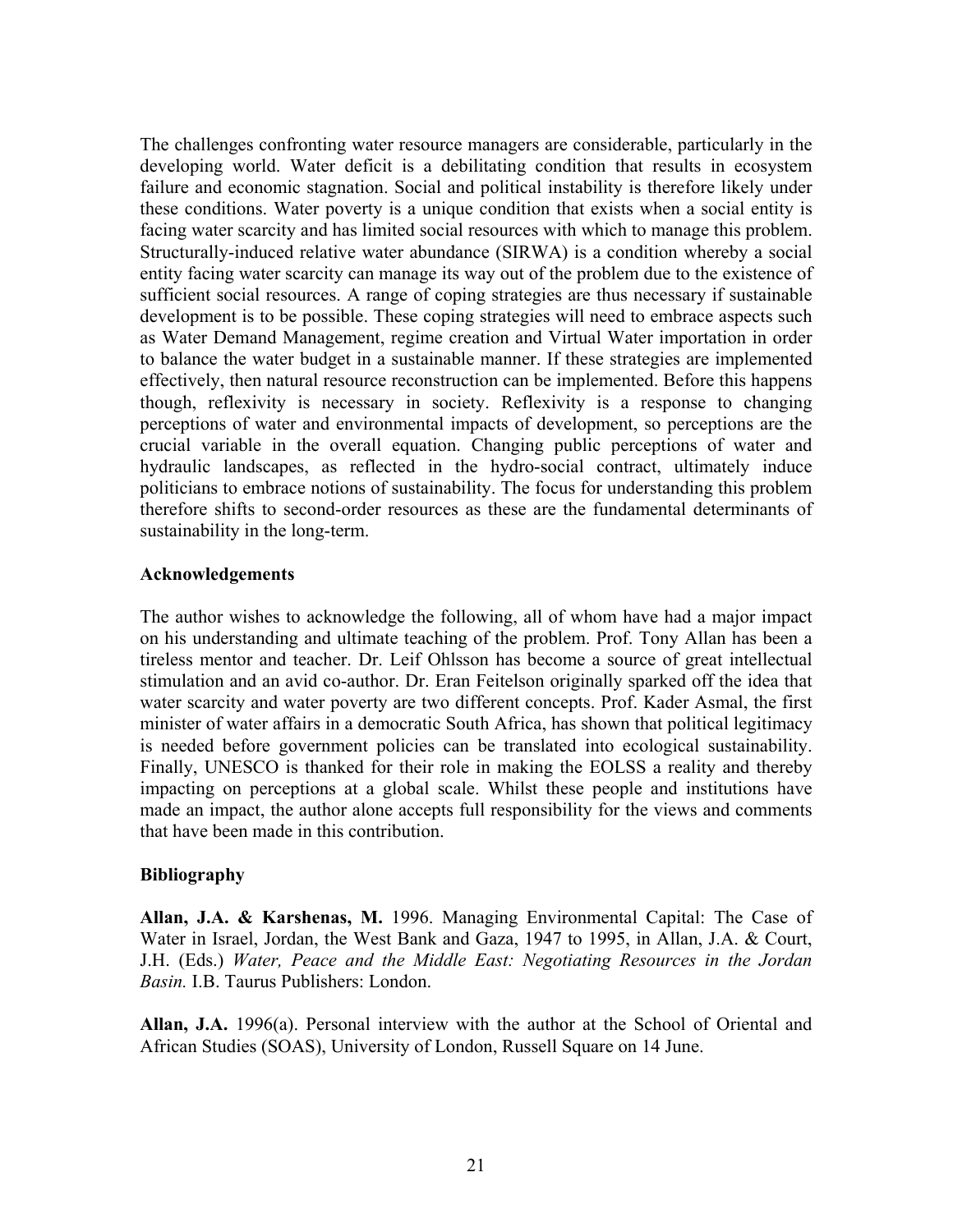The challenges confronting water resource managers are considerable, particularly in the developing world. Water deficit is a debilitating condition that results in ecosystem failure and economic stagnation. Social and political instability is therefore likely under these conditions. Water poverty is a unique condition that exists when a social entity is facing water scarcity and has limited social resources with which to manage this problem. Structurally-induced relative water abundance (SIRWA) is a condition whereby a social entity facing water scarcity can manage its way out of the problem due to the existence of sufficient social resources. A range of coping strategies are thus necessary if sustainable development is to be possible. These coping strategies will need to embrace aspects such as Water Demand Management, regime creation and Virtual Water importation in order to balance the water budget in a sustainable manner. If these strategies are implemented effectively, then natural resource reconstruction can be implemented. Before this happens though, reflexivity is necessary in society. Reflexivity is a response to changing perceptions of water and environmental impacts of development, so perceptions are the crucial variable in the overall equation. Changing public perceptions of water and hydraulic landscapes, as reflected in the hydro-social contract, ultimately induce politicians to embrace notions of sustainability. The focus for understanding this problem therefore shifts to second-order resources as these are the fundamental determinants of sustainability in the long-term.

## Acknowledgements

The author wishes to acknowledge the following, all of whom have had a major impact on his understanding and ultimate teaching of the problem. Prof. Tony Allan has been a tireless mentor and teacher. Dr. Leif Ohlsson has become a source of great intellectual stimulation and an avid co-author. Dr. Eran Feitelson originally sparked off the idea that water scarcity and water poverty are two different concepts. Prof. Kader Asmal, the first minister of water affairs in a democratic South Africa, has shown that political legitimacy is needed before government policies can be translated into ecological sustainability. Finally, UNESCO is thanked for their role in making the EOLSS a reality and thereby impacting on perceptions at a global scale. Whilst these people and institutions have made an impact, the author alone accepts full responsibility for the views and comments that have been made in this contribution.

## Bibliography

**Allan, J.A. & Karshenas, M.** 1996. Managing Environmental Capital: The Case of Water in Israel, Jordan, the West Bank and Gaza, 1947 to 1995, in Allan, J.A. & Court, J.H. (Eds.) *Water, Peace and the Middle East: Negotiating Resources in the Jordan Basin.* I.B. Taurus Publishers: London.

**Allan, J.A.** 1996(a). Personal interview with the author at the School of Oriental and African Studies (SOAS), University of London, Russell Square on 14 June.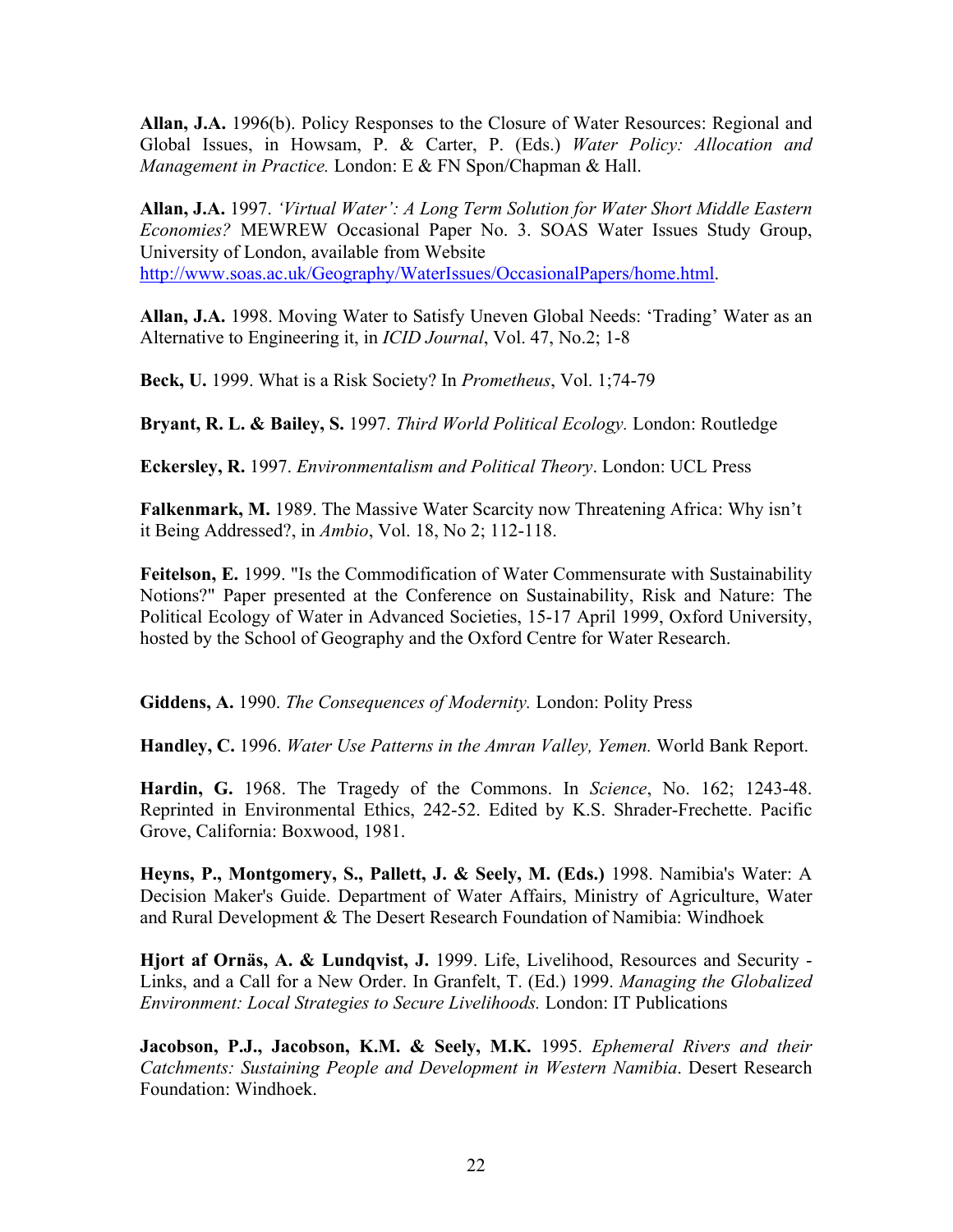**Allan, J.A.** 1996(b). Policy Responses to the Closure of Water Resources: Regional and Global Issues, in Howsam, P. & Carter, P. (Eds.) *Water Policy: Allocation and Management in Practice.* London: E & FN Spon/Chapman & Hall.

**Allan, J.A.** 1997. *'Virtual Water': A Long Term Solution for Water Short Middle Eastern Economies?* MEWREW Occasional Paper No. 3. SOAS Water Issues Study Group, University of London, available from Website http://www.soas.ac.uk/Geography/WaterIssues/OccasionalPapers/home.html.

**Allan, J.A.** 1998. Moving Water to Satisfy Uneven Global Needs: 'Trading' Water as an Alternative to Engineering it, in *ICID Journal*, Vol. 47, No.2; 1-8

**Beck, U.** 1999. What is a Risk Society? In *Prometheus*, Vol. 1;74-79

**Bryant, R. L. & Bailey, S.** 1997. *Third World Political Ecology.* London: Routledge

**Eckersley, R.** 1997. *Environmentalism and Political Theory*. London: UCL Press

**Falkenmark, M.** 1989. The Massive Water Scarcity now Threatening Africa: Why isn't it Being Addressed?, in *Ambio*, Vol. 18, No 2; 112-118.

**Feitelson, E.** 1999. "Is the Commodification of Water Commensurate with Sustainability Notions?" Paper presented at the Conference on Sustainability, Risk and Nature: The Political Ecology of Water in Advanced Societies, 15-17 April 1999, Oxford University, hosted by the School of Geography and the Oxford Centre for Water Research.

**Giddens, A.** 1990. *The Consequences of Modernity.* London: Polity Press

**Handley, C.** 1996. *Water Use Patterns in the Amran Valley, Yemen.* World Bank Report.

**Hardin, G.** 1968. The Tragedy of the Commons. In *Science*, No. 162; 1243-48. Reprinted in Environmental Ethics, 242-52. Edited by K.S. Shrader-Frechette. Pacific Grove, California: Boxwood, 1981.

**Heyns, P., Montgomery, S., Pallett, J. & Seely, M. (Eds.)** 1998. Namibia's Water: A Decision Maker's Guide. Department of Water Affairs, Ministry of Agriculture, Water and Rural Development & The Desert Research Foundation of Namibia: Windhoek

**Hjort af Ornäs, A. & Lundqvist, J.** 1999. Life, Livelihood, Resources and Security - Links, and a Call for a New Order. In Granfelt, T. (Ed.) 1999. *Managing the Globalized Environment: Local Strategies to Secure Livelihoods.* London: IT Publications

**Jacobson, P.J., Jacobson, K.M. & Seely, M.K.** 1995. *Ephemeral Rivers and their Catchments: Sustaining People and Development in Western Namibia*. Desert Research Foundation: Windhoek.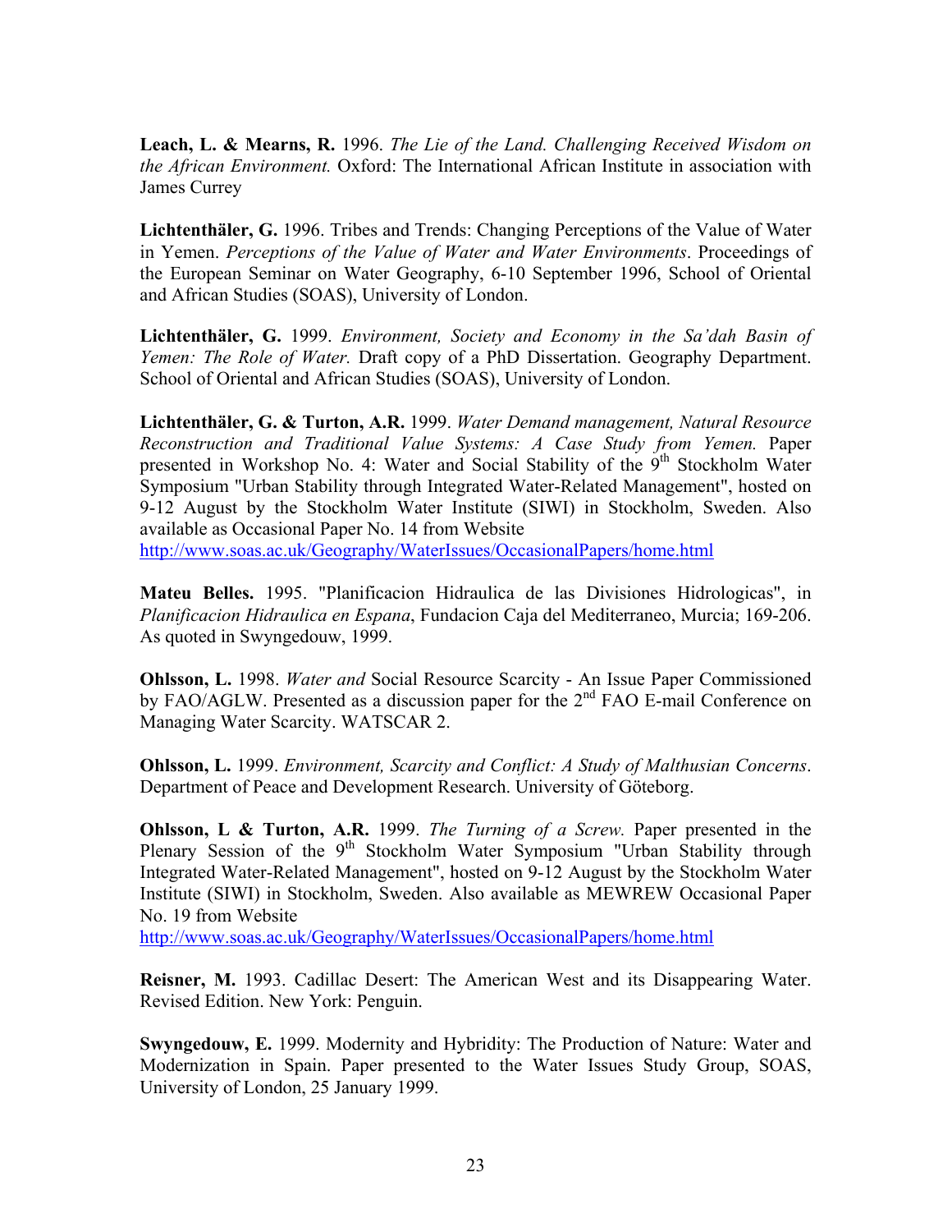**Leach, L. & Mearns, R.** 1996. *The Lie of the Land. Challenging Received Wisdom on the African Environment.* Oxford: The International African Institute in association with James Currey

**Lichtenthäler, G.** 1996. Tribes and Trends: Changing Perceptions of the Value of Water in Yemen. *Perceptions of the Value of Water and Water Environments*. Proceedings of the European Seminar on Water Geography, 6-10 September 1996, School of Oriental and African Studies (SOAS), University of London.

**Lichtenthäler, G.** 1999. *Environment, Society and Economy in the Sa'dah Basin of Yemen: The Role of Water.* Draft copy of a PhD Dissertation. Geography Department. School of Oriental and African Studies (SOAS), University of London.

**Lichtenthäler, G. & Turton, A.R.** 1999. *Water Demand management, Natural Resource Reconstruction and Traditional Value Systems: A Case Study from Yemen.* Paper presented in Workshop No. 4: Water and Social Stability of the 9th Stockholm Water Symposium "Urban Stability through Integrated Water-Related Management", hosted on 9-12 August by the Stockholm Water Institute (SIWI) in Stockholm, Sweden. Also available as Occasional Paper No. 14 from Website http://www.soas.ac.uk/Geography/WaterIssues/OccasionalPapers/home.html

**Mateu Belles.** 1995. "Planificacion Hidraulica de las Divisiones Hidrologicas", in *Planificacion Hidraulica en Espana*, Fundacion Caja del Mediterraneo, Murcia; 169-206. As quoted in Swyngedouw, 1999.

**Ohlsson, L.** 1998. *Water and* Social Resource Scarcity - An Issue Paper Commissioned by FAO/AGLW. Presented as a discussion paper for the 2nd FAO E-mail Conference on Managing Water Scarcity. WATSCAR 2.

**Ohlsson, L.** 1999. *Environment, Scarcity and Conflict: A Study of Malthusian Concerns*. Department of Peace and Development Research. University of Göteborg.

**Ohlsson, L & Turton, A.R.** 1999. *The Turning of a Screw.* Paper presented in the Plenary Session of the 9th Stockholm Water Symposium "Urban Stability through Integrated Water-Related Management", hosted on 9-12 August by the Stockholm Water Institute (SIWI) in Stockholm, Sweden. Also available as MEWREW Occasional Paper No. 19 from Website http://www.soas.ac.uk/Geography/WaterIssues/OccasionalPapers/home.html

**Reisner, M.** 1993. Cadillac Desert: The American West and its Disappearing Water. Revised Edition. New York: Penguin.

**Swyngedouw, E.** 1999. Modernity and Hybridity: The Production of Nature: Water and Modernization in Spain. Paper presented to the Water Issues Study Group, SOAS, University of London, 25 January 1999.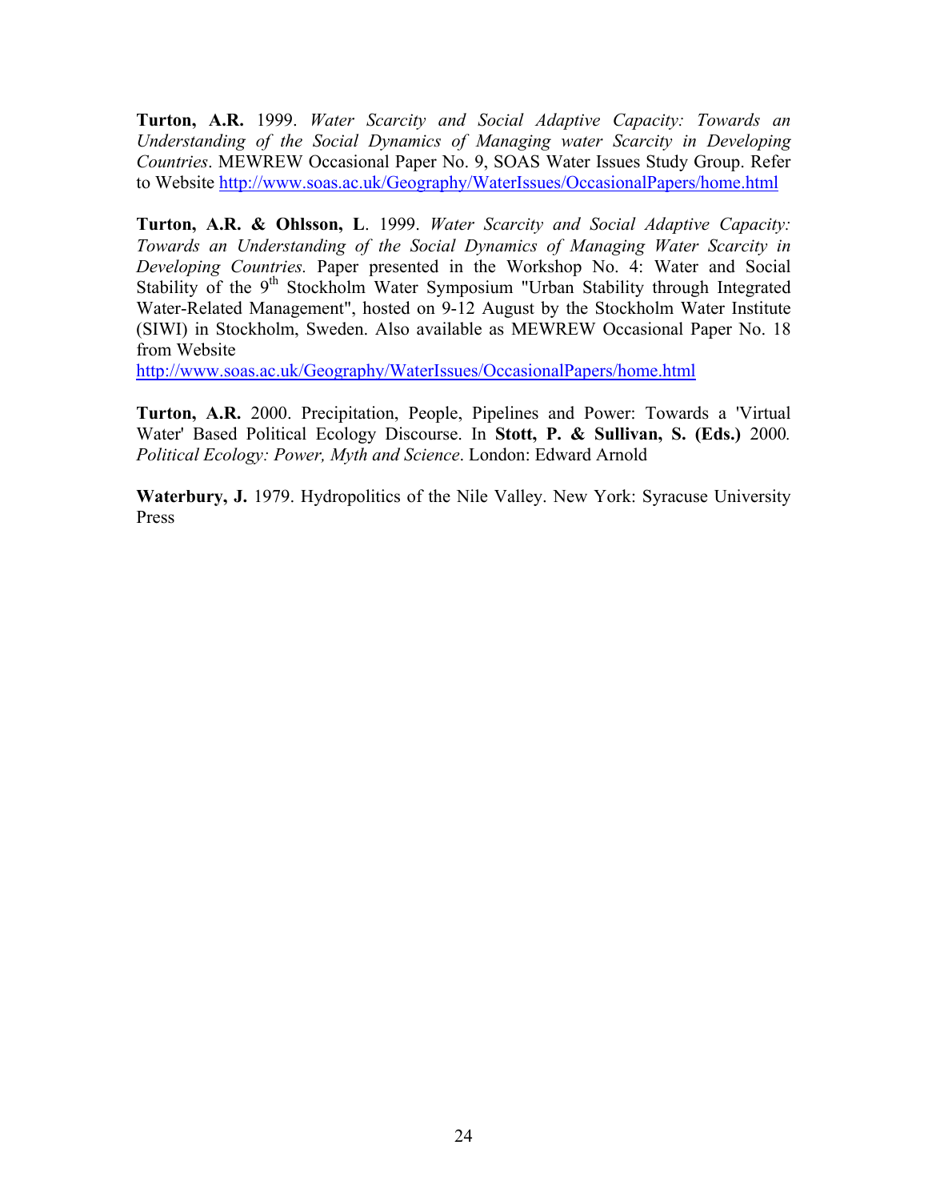**Turton, A.R.** 1999. *Water Scarcity and Social Adaptive Capacity: Towards an Understanding of the Social Dynamics of Managing water Scarcity in Developing Countries*. MEWREW Occasional Paper No. 9, SOAS Water Issues Study Group. Refer to Website http://www.soas.ac.uk/Geography/WaterIssues/OccasionalPapers/home.html

**Turton, A.R. & Ohlsson, L**. 1999. *Water Scarcity and Social Adaptive Capacity: Towards an Understanding of the Social Dynamics of Managing Water Scarcity in Developing Countries.* Paper presented in the Workshop No. 4: Water and Social Stability of the 9th Stockholm Water Symposium "Urban Stability through Integrated Water-Related Management", hosted on 9-12 August by the Stockholm Water Institute (SIWI) in Stockholm, Sweden. Also available as MEWREW Occasional Paper No. 18 from Website http://www.soas.ac.uk/Geography/WaterIssues/OccasionalPapers/home.html

**Turton, A.R.** 2000. Precipitation, People, Pipelines and Power: Towards a 'Virtual Water' Based Political Ecology Discourse. In **Stott, P. & Sullivan, S. (Eds.)** 2000*. Political Ecology: Power, Myth and Science*. London: Edward Arnold

**Waterbury, J.** 1979. Hydropolitics of the Nile Valley. New York: Syracuse University Press